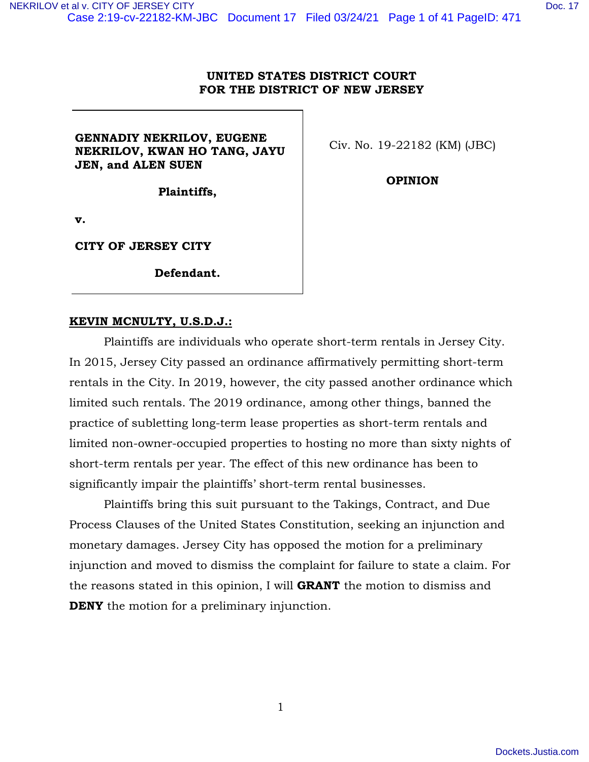**UNITED STATES DISTRICT COURT**
**FOR THE DISTRICT OF NEW JERSEY**

| | |
|---|---|
| **GENNADIY NEKRILOV, EUGENE NEKRILOV, KWAN HO TANG, JAYU JEN, and ALEN SUEN** | Civ. No. 19-22182 (KM) (JBC) |
| **Plaintiffs,** | **OPINION** |
| **v.** | |
| **CITY OF JERSEY CITY** | |
| **Defendant.** | |

**KEVIN MCNULTY, U.S.D.J.:**

Plaintiffs are individuals who operate short-term rentals in Jersey City. In 2015, Jersey City passed an ordinance affirmatively permitting short-term rentals in the City. In 2019, however, the city passed another ordinance which limited such rentals. The 2019 ordinance, among other things, banned the practice of subletting long-term lease properties as short-term rentals and limited non-owner-occupied properties to hosting no more than sixty nights of short-term rentals per year. The effect of this new ordinance has been to significantly impair the plaintiffs' short-term rental businesses.

Plaintiffs bring this suit pursuant to the Takings, Contract, and Due Process Clauses of the United States Constitution, seeking an injunction and monetary damages. Jersey City has opposed the motion for a preliminary injunction and moved to dismiss the complaint for failure to state a claim. For the reasons stated in this opinion, I will **GRANT** the motion to dismiss and **DENY** the motion for a preliminary injunction.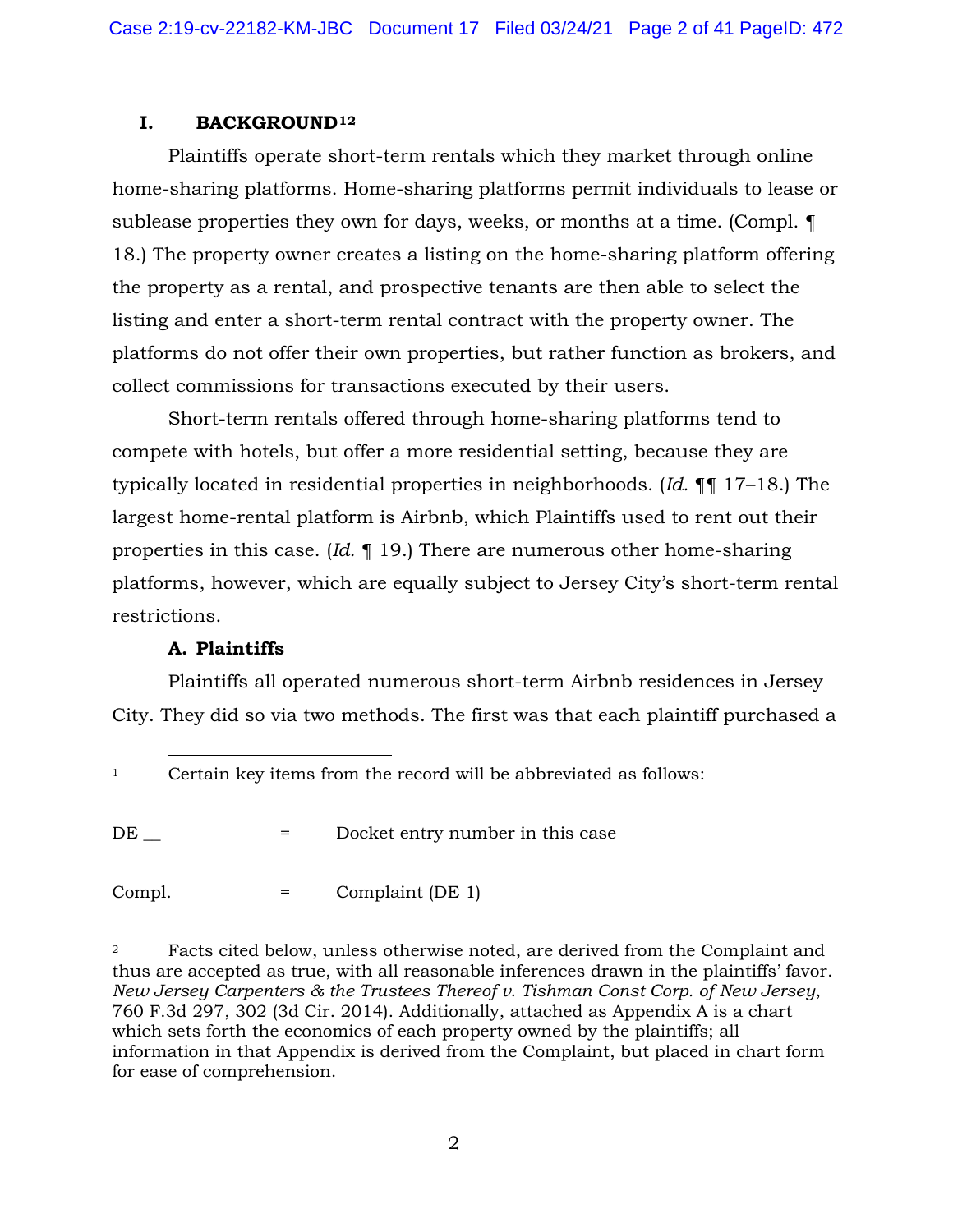## I. BACKGROUND[1,2]

Plaintiffs operate short-term rentals which they market through online home-sharing platforms. Home-sharing platforms permit individuals to lease or sublease properties they own for days, weeks, or months at a time. (Compl. ¶ 18.) The property owner creates a listing on the home-sharing platform offering the property as a rental, and prospective tenants are then able to select the listing and enter a short-term rental contract with the property owner. The platforms do not offer their own properties, but rather function as brokers, and collect commissions for transactions executed by their users.

Short-term rentals offered through home-sharing platforms tend to compete with hotels, but offer a more residential setting, because they are typically located in residential properties in neighborhoods. (*Id.* ¶¶ 17–18.) The largest home-rental platform is Airbnb, which Plaintiffs used to rent out their properties in this case. (*Id.* ¶ 19.) There are numerous other home-sharing platforms, however, which are equally subject to Jersey City's short-term rental restrictions.

### A. Plaintiffs

Plaintiffs all operated numerous short-term Airbnb residences in Jersey City. They did so via two methods. The first was that each plaintiff purchased a

---

[1] Certain key items from the record will be abbreviated as follows:

| | | |
|---|---|---|
| DE __ | = | Docket entry number in this case |
| Compl. | = | Complaint (DE 1) |

[2] Facts cited below, unless otherwise noted, are derived from the Complaint and thus are accepted as true, with all reasonable inferences drawn in the plaintiffs' favor. *New Jersey Carpenters & the Trustees Thereof v. Tishman Const Corp. of New Jersey*, 760 F.3d 297, 302 (3d Cir. 2014). Additionally, attached as Appendix A is a chart which sets forth the economics of each property owned by the plaintiffs; all information in that Appendix is derived from the Complaint, but placed in chart form for ease of comprehension.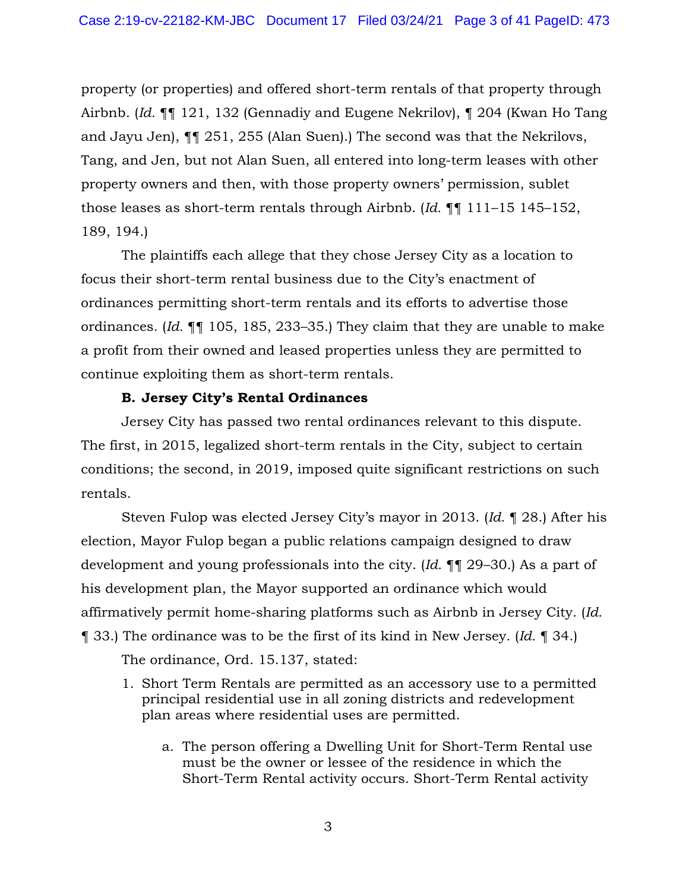property (or properties) and offered short-term rentals of that property through Airbnb. (*Id.* ¶¶ 121, 132 (Gennadiy and Eugene Nekrilov), ¶ 204 (Kwan Ho Tang and Jayu Jen), ¶¶ 251, 255 (Alan Suen).) The second was that the Nekrilovs, Tang, and Jen, but not Alan Suen, all entered into long-term leases with other property owners and then, with those property owners' permission, sublet those leases as short-term rentals through Airbnb. (*Id.* ¶¶ 111–15 145–152, 189, 194.)

The plaintiffs each allege that they chose Jersey City as a location to focus their short-term rental business due to the City's enactment of ordinances permitting short-term rentals and its efforts to advertise those ordinances. (*Id.* ¶¶ 105, 185, 233–35.) They claim that they are unable to make a profit from their owned and leased properties unless they are permitted to continue exploiting them as short-term rentals.

**B. Jersey City's Rental Ordinances**

Jersey City has passed two rental ordinances relevant to this dispute. The first, in 2015, legalized short-term rentals in the City, subject to certain conditions; the second, in 2019, imposed quite significant restrictions on such rentals.

Steven Fulop was elected Jersey City's mayor in 2013. (*Id.* ¶ 28.) After his election, Mayor Fulop began a public relations campaign designed to draw development and young professionals into the city. (*Id.* ¶¶ 29–30.) As a part of his development plan, the Mayor supported an ordinance which would affirmatively permit home-sharing platforms such as Airbnb in Jersey City. (*Id.* ¶ 33.) The ordinance was to be the first of its kind in New Jersey. (*Id.* ¶ 34.)

The ordinance, Ord. 15.137, stated:

1. Short Term Rentals are permitted as an accessory use to a permitted principal residential use in all zoning districts and redevelopment plan areas where residential uses are permitted.

    a. The person offering a Dwelling Unit for Short-Term Rental use must be the owner or lessee of the residence in which the Short-Term Rental activity occurs. Short-Term Rental activity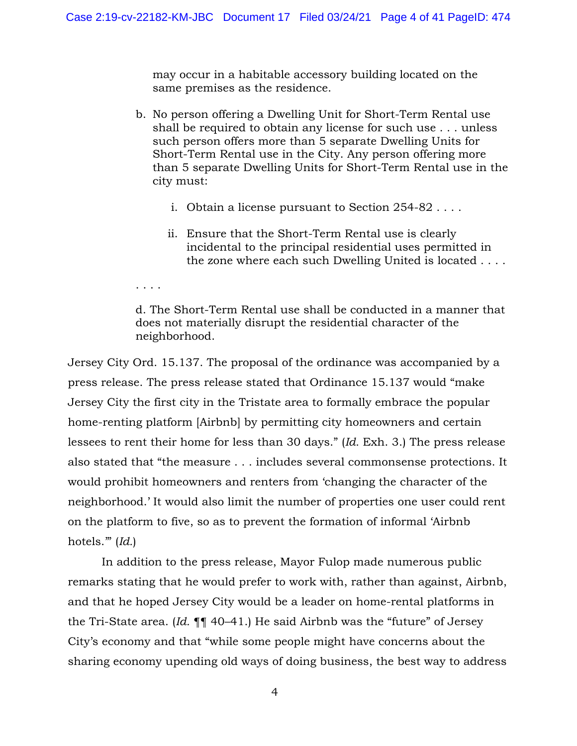may occur in a habitable accessory building located on the same premises as the residence.

b. No person offering a Dwelling Unit for Short-Term Rental use shall be required to obtain any license for such use . . . unless such person offers more than 5 separate Dwelling Units for Short-Term Rental use in the City. Any person offering more than 5 separate Dwelling Units for Short-Term Rental use in the city must:

   i. Obtain a license pursuant to Section 254-82 . . . .

   ii. Ensure that the Short-Term Rental use is clearly incidental to the principal residential uses permitted in the zone where each such Dwelling United is located . . . .

. . . .

d. The Short-Term Rental use shall be conducted in a manner that does not materially disrupt the residential character of the neighborhood.

Jersey City Ord. 15.137. The proposal of the ordinance was accompanied by a press release. The press release stated that Ordinance 15.137 would "make Jersey City the first city in the Tristate area to formally embrace the popular home-renting platform [Airbnb] by permitting city homeowners and certain lessees to rent their home for less than 30 days." (*Id.* Exh. 3.) The press release also stated that "the measure . . . includes several commonsense protections. It would prohibit homeowners and renters from 'changing the character of the neighborhood.' It would also limit the number of properties one user could rent on the platform to five, so as to prevent the formation of informal 'Airbnb hotels.'" (*Id.*)

In addition to the press release, Mayor Fulop made numerous public remarks stating that he would prefer to work with, rather than against, Airbnb, and that he hoped Jersey City would be a leader on home-rental platforms in the Tri-State area. (*Id.* ¶¶ 40–41.) He said Airbnb was the "future" of Jersey City's economy and that "while some people might have concerns about the sharing economy upending old ways of doing business, the best way to address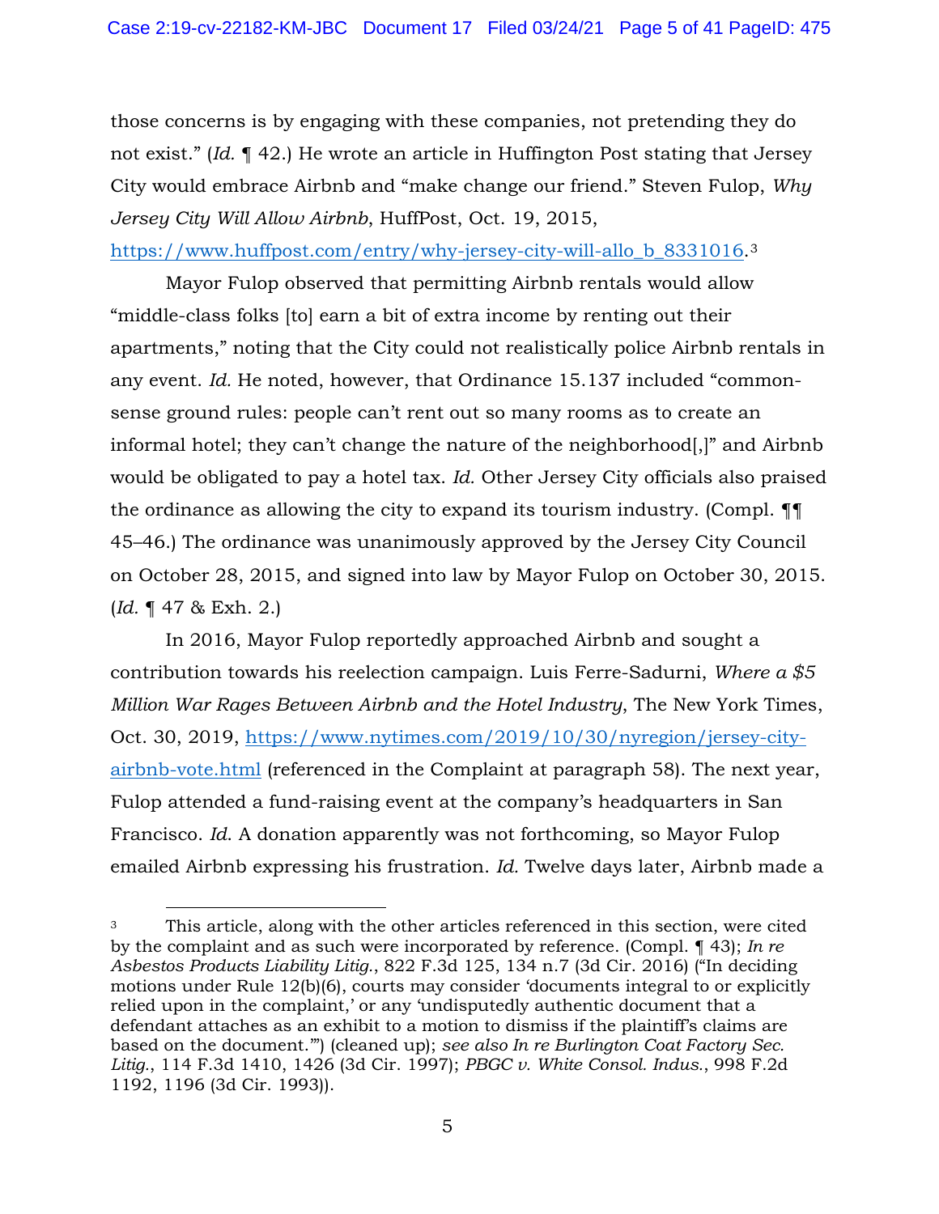those concerns is by engaging with these companies, not pretending they do not exist." (*Id.* ¶ 42.) He wrote an article in Huffington Post stating that Jersey City would embrace Airbnb and "make change our friend." Steven Fulop, *Why Jersey City Will Allow Airbnb*, HuffPost, Oct. 19, 2015, https://www.huffpost.com/entry/why-jersey-city-will-allo_b_8331016.[3]

Mayor Fulop observed that permitting Airbnb rentals would allow "middle-class folks [to] earn a bit of extra income by renting out their apartments," noting that the City could not realistically police Airbnb rentals in any event. *Id.* He noted, however, that Ordinance 15.137 included "common-sense ground rules: people can't rent out so many rooms as to create an informal hotel; they can't change the nature of the neighborhood[,]" and Airbnb would be obligated to pay a hotel tax. *Id.* Other Jersey City officials also praised the ordinance as allowing the city to expand its tourism industry. (Compl. ¶¶ 45–46.) The ordinance was unanimously approved by the Jersey City Council on October 28, 2015, and signed into law by Mayor Fulop on October 30, 2015. (*Id.* ¶ 47 & Exh. 2.)

In 2016, Mayor Fulop reportedly approached Airbnb and sought a contribution towards his reelection campaign. Luis Ferre-Sadurni, *Where a $5 Million War Rages Between Airbnb and the Hotel Industry*, The New York Times, Oct. 30, 2019, https://www.nytimes.com/2019/10/30/nyregion/jersey-city-airbnb-vote.html (referenced in the Complaint at paragraph 58). The next year, Fulop attended a fund-raising event at the company's headquarters in San Francisco. *Id.* A donation apparently was not forthcoming, so Mayor Fulop emailed Airbnb expressing his frustration. *Id.* Twelve days later, Airbnb made a

---

[3] This article, along with the other articles referenced in this section, were cited by the complaint and as such were incorporated by reference. (Compl. ¶ 43); *In re Asbestos Products Liability Litig.*, 822 F.3d 125, 134 n.7 (3d Cir. 2016) ("In deciding motions under Rule 12(b)(6), courts may consider 'documents integral to or explicitly relied upon in the complaint,' or any 'undisputedly authentic document that a defendant attaches as an exhibit to a motion to dismiss if the plaintiff's claims are based on the document.'") (cleaned up); *see also In re Burlington Coat Factory Sec. Litig.*, 114 F.3d 1410, 1426 (3d Cir. 1997); *PBGC v. White Consol. Indus.*, 998 F.2d 1192, 1196 (3d Cir. 1993)).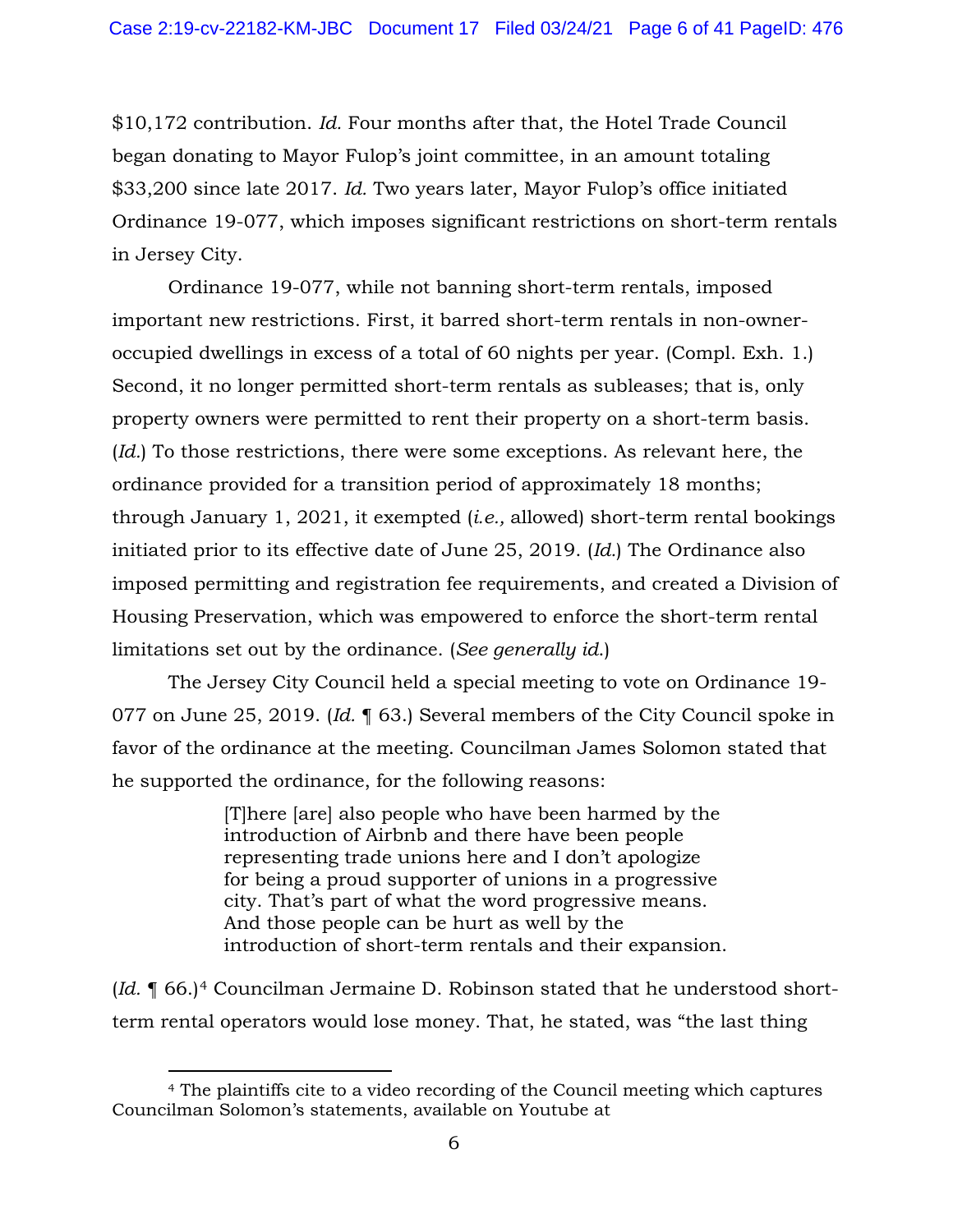$10,172 contribution. *Id.* Four months after that, the Hotel Trade Council began donating to Mayor Fulop's joint committee, in an amount totaling $33,200 since late 2017. *Id.* Two years later, Mayor Fulop's office initiated Ordinance 19-077, which imposes significant restrictions on short-term rentals in Jersey City.

Ordinance 19-077, while not banning short-term rentals, imposed important new restrictions. First, it barred short-term rentals in non-owner-occupied dwellings in excess of a total of 60 nights per year. (Compl. Exh. 1.) Second, it no longer permitted short-term rentals as subleases; that is, only property owners were permitted to rent their property on a short-term basis. (*Id.*) To those restrictions, there were some exceptions. As relevant here, the ordinance provided for a transition period of approximately 18 months; through January 1, 2021, it exempted (*i.e.,* allowed) short-term rental bookings initiated prior to its effective date of June 25, 2019. (*Id.*) The Ordinance also imposed permitting and registration fee requirements, and created a Division of Housing Preservation, which was empowered to enforce the short-term rental limitations set out by the ordinance. (*See generally id.*)

The Jersey City Council held a special meeting to vote on Ordinance 19-077 on June 25, 2019. (*Id.* ¶ 63.) Several members of the City Council spoke in favor of the ordinance at the meeting. Councilman James Solomon stated that he supported the ordinance, for the following reasons:

> [T]here [are] also people who have been harmed by the introduction of Airbnb and there have been people representing trade unions here and I don't apologize for being a proud supporter of unions in a progressive city. That's part of what the word progressive means. And those people can be hurt as well by the introduction of short-term rentals and their expansion.

(*Id.* ¶ 66.)[4] Councilman Jermaine D. Robinson stated that he understood short-term rental operators would lose money. That, he stated, was "the last thing

[4] The plaintiffs cite to a video recording of the Council meeting which captures Councilman Solomon's statements, available on Youtube at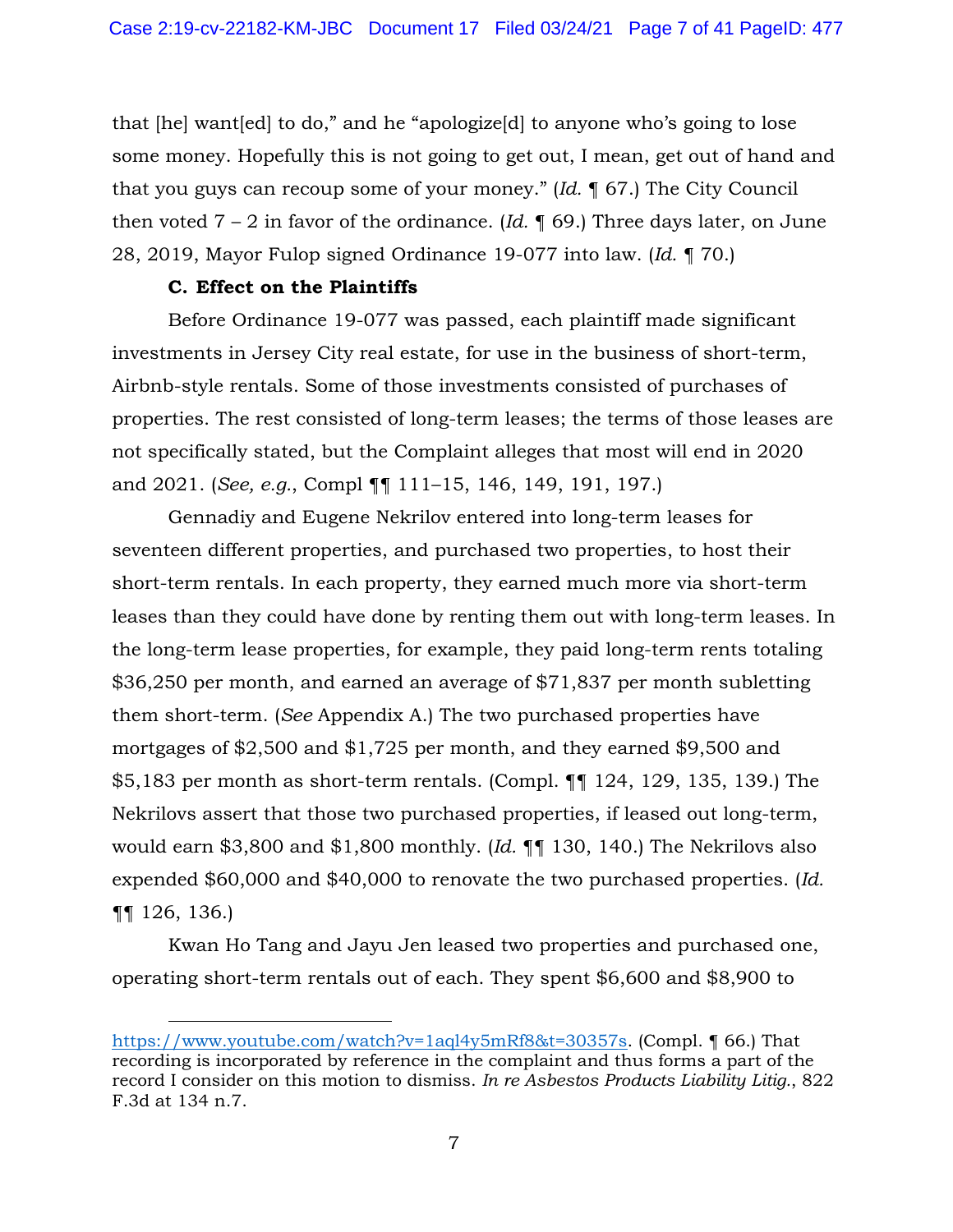that [he] want[ed] to do," and he "apologize[d] to anyone who's going to lose some money. Hopefully this is not going to get out, I mean, get out of hand and that you guys can recoup some of your money." (*Id.* ¶ 67.) The City Council then voted 7 – 2 in favor of the ordinance. (*Id.* ¶ 69.) Three days later, on June 28, 2019, Mayor Fulop signed Ordinance 19-077 into law. (*Id.* ¶ 70.)

### C. Effect on the Plaintiffs

Before Ordinance 19-077 was passed, each plaintiff made significant investments in Jersey City real estate, for use in the business of short-term, Airbnb-style rentals. Some of those investments consisted of purchases of properties. The rest consisted of long-term leases; the terms of those leases are not specifically stated, but the Complaint alleges that most will end in 2020 and 2021. (*See, e.g.*, Compl ¶¶ 111–15, 146, 149, 191, 197.)

Gennadiy and Eugene Nekrilov entered into long-term leases for seventeen different properties, and purchased two properties, to host their short-term rentals. In each property, they earned much more via short-term leases than they could have done by renting them out with long-term leases. In the long-term lease properties, for example, they paid long-term rents totaling $36,250 per month, and earned an average of $71,837 per month subletting them short-term. (*See* Appendix A.) The two purchased properties have mortgages of $2,500 and $1,725 per month, and they earned $9,500 and $5,183 per month as short-term rentals. (Compl. ¶¶ 124, 129, 135, 139.) The Nekrilovs assert that those two purchased properties, if leased out long-term, would earn $3,800 and $1,800 monthly. (*Id.* ¶¶ 130, 140.) The Nekrilovs also expended $60,000 and $40,000 to renovate the two purchased properties. (*Id.* ¶¶ 126, 136.)

Kwan Ho Tang and Jayu Jen leased two properties and purchased one, operating short-term rentals out of each. They spent $6,600 and $8,900 to

---

https://www.youtube.com/watch?v=1aql4y5mRf8&t=30357s. (Compl. ¶ 66.) That recording is incorporated by reference in the complaint and thus forms a part of the record I consider on this motion to dismiss. *In re Asbestos Products Liability Litig.*, 822 F.3d at 134 n.7.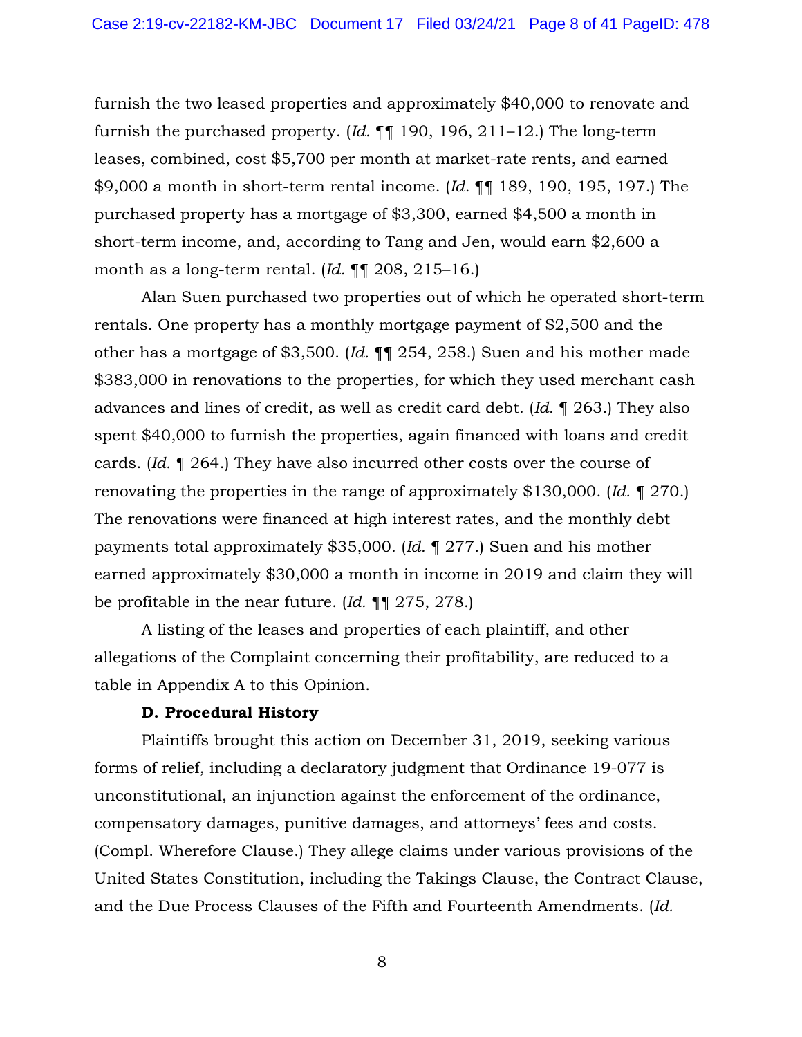furnish the two leased properties and approximately $40,000 to renovate and furnish the purchased property. (*Id.* ¶¶ 190, 196, 211–12.) The long-term leases, combined, cost $5,700 per month at market-rate rents, and earned $9,000 a month in short-term rental income. (*Id.* ¶¶ 189, 190, 195, 197.) The purchased property has a mortgage of $3,300, earned $4,500 a month in short-term income, and, according to Tang and Jen, would earn $2,600 a month as a long-term rental. (*Id.* ¶¶ 208, 215–16.)

Alan Suen purchased two properties out of which he operated short-term rentals. One property has a monthly mortgage payment of $2,500 and the other has a mortgage of $3,500. (*Id.* ¶¶ 254, 258.) Suen and his mother made $383,000 in renovations to the properties, for which they used merchant cash advances and lines of credit, as well as credit card debt. (*Id.* ¶ 263.) They also spent $40,000 to furnish the properties, again financed with loans and credit cards. (*Id.* ¶ 264.) They have also incurred other costs over the course of renovating the properties in the range of approximately $130,000. (*Id.* ¶ 270.) The renovations were financed at high interest rates, and the monthly debt payments total approximately $35,000. (*Id.* ¶ 277.) Suen and his mother earned approximately $30,000 a month in income in 2019 and claim they will be profitable in the near future. (*Id.* ¶¶ 275, 278.)

A listing of the leases and properties of each plaintiff, and other allegations of the Complaint concerning their profitability, are reduced to a table in Appendix A to this Opinion.

### D. Procedural History

Plaintiffs brought this action on December 31, 2019, seeking various forms of relief, including a declaratory judgment that Ordinance 19-077 is unconstitutional, an injunction against the enforcement of the ordinance, compensatory damages, punitive damages, and attorneys' fees and costs. (Compl. Wherefore Clause.) They allege claims under various provisions of the United States Constitution, including the Takings Clause, the Contract Clause, and the Due Process Clauses of the Fifth and Fourteenth Amendments. (*Id.*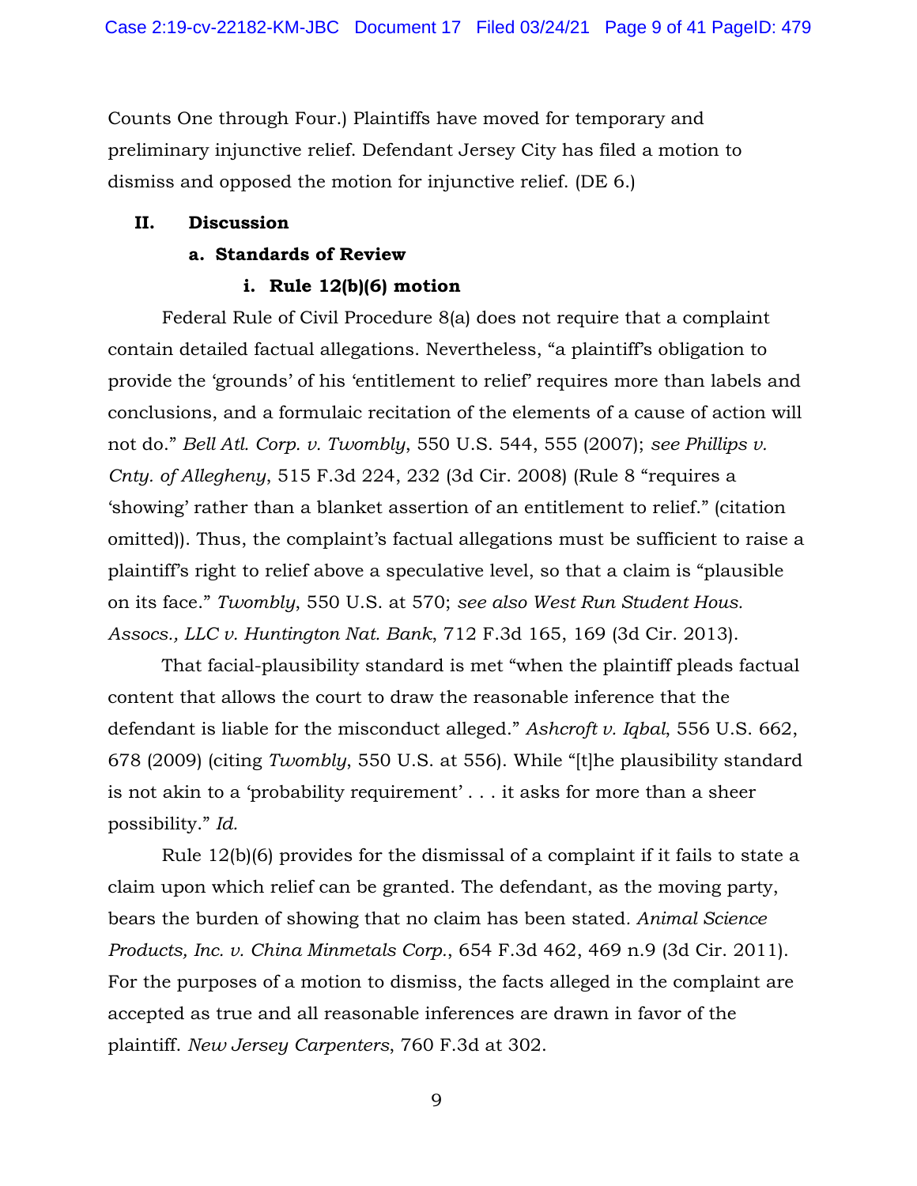Counts One through Four.) Plaintiffs have moved for temporary and preliminary injunctive relief. Defendant Jersey City has filed a motion to dismiss and opposed the motion for injunctive relief. (DE 6.)

## II. Discussion

### a. Standards of Review

#### i. Rule 12(b)(6) motion

Federal Rule of Civil Procedure 8(a) does not require that a complaint contain detailed factual allegations. Nevertheless, "a plaintiff's obligation to provide the 'grounds' of his 'entitlement to relief' requires more than labels and conclusions, and a formulaic recitation of the elements of a cause of action will not do." *Bell Atl. Corp. v. Twombly*, 550 U.S. 544, 555 (2007); *see Phillips v. Cnty. of Allegheny*, 515 F.3d 224, 232 (3d Cir. 2008) (Rule 8 "requires a 'showing' rather than a blanket assertion of an entitlement to relief." (citation omitted)). Thus, the complaint's factual allegations must be sufficient to raise a plaintiff's right to relief above a speculative level, so that a claim is "plausible on its face." *Twombly*, 550 U.S. at 570; *see also West Run Student Hous. Assocs., LLC v. Huntington Nat. Bank*, 712 F.3d 165, 169 (3d Cir. 2013).

That facial-plausibility standard is met "when the plaintiff pleads factual content that allows the court to draw the reasonable inference that the defendant is liable for the misconduct alleged." *Ashcroft v. Iqbal*, 556 U.S. 662, 678 (2009) (citing *Twombly*, 550 U.S. at 556). While "[t]he plausibility standard is not akin to a 'probability requirement' . . . it asks for more than a sheer possibility." *Id.*

Rule 12(b)(6) provides for the dismissal of a complaint if it fails to state a claim upon which relief can be granted. The defendant, as the moving party, bears the burden of showing that no claim has been stated. *Animal Science Products, Inc. v. China Minmetals Corp.*, 654 F.3d 462, 469 n.9 (3d Cir. 2011). For the purposes of a motion to dismiss, the facts alleged in the complaint are accepted as true and all reasonable inferences are drawn in favor of the plaintiff. *New Jersey Carpenters*, 760 F.3d at 302.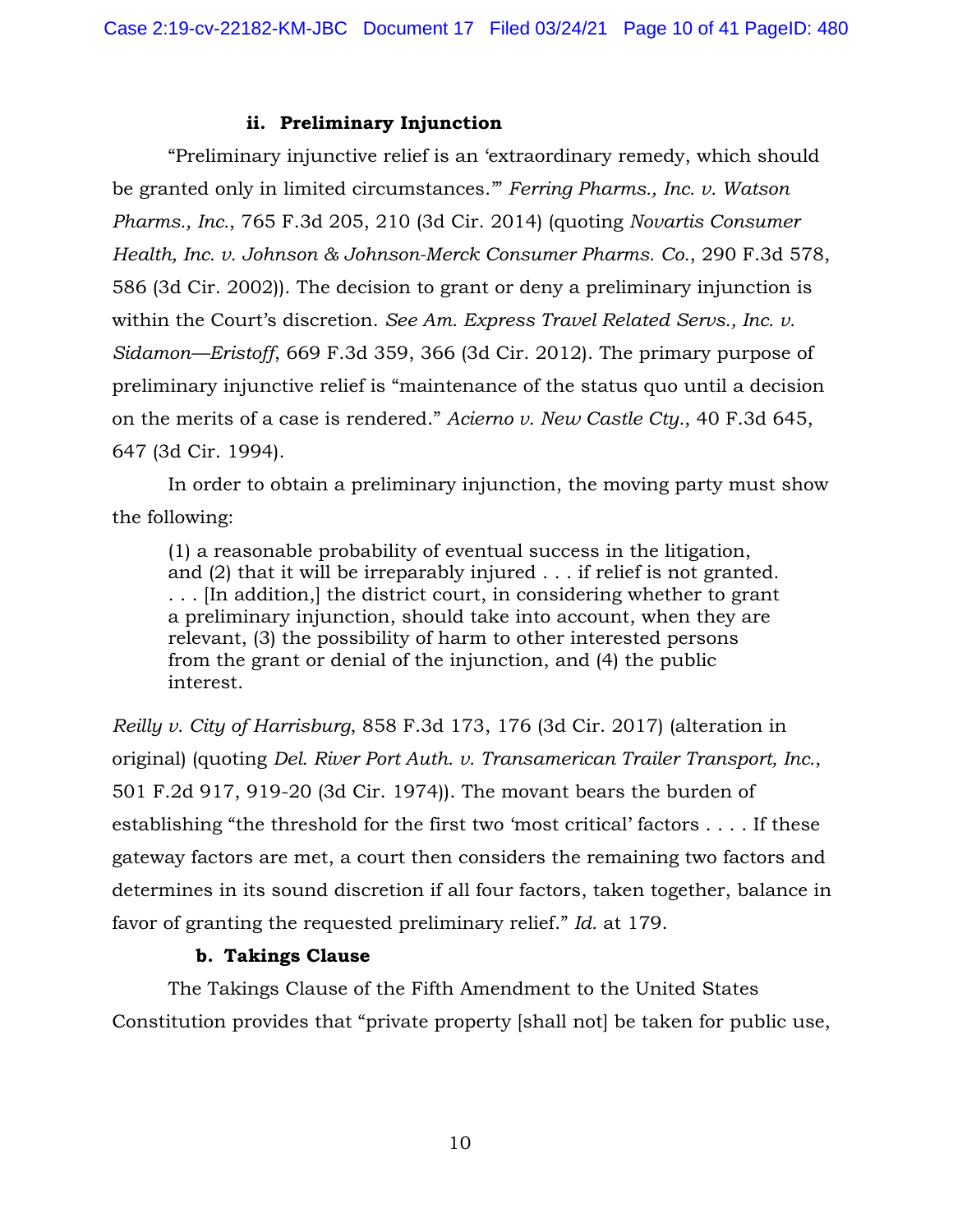#### ii. Preliminary Injunction

"Preliminary injunctive relief is an 'extraordinary remedy, which should be granted only in limited circumstances.'" *Ferring Pharms., Inc. v. Watson Pharms., Inc.*, 765 F.3d 205, 210 (3d Cir. 2014) (quoting *Novartis Consumer Health, Inc. v. Johnson & Johnson-Merck Consumer Pharms. Co.*, 290 F.3d 578, 586 (3d Cir. 2002)). The decision to grant or deny a preliminary injunction is within the Court's discretion. *See Am. Express Travel Related Servs., Inc. v. Sidamon—Eristoff*, 669 F.3d 359, 366 (3d Cir. 2012). The primary purpose of preliminary injunctive relief is "maintenance of the status quo until a decision on the merits of a case is rendered." *Acierno v. New Castle Cty.*, 40 F.3d 645, 647 (3d Cir. 1994).

In order to obtain a preliminary injunction, the moving party must show the following:

> (1) a reasonable probability of eventual success in the litigation, and (2) that it will be irreparably injured . . . if relief is not granted. . . . [In addition,] the district court, in considering whether to grant a preliminary injunction, should take into account, when they are relevant, (3) the possibility of harm to other interested persons from the grant or denial of the injunction, and (4) the public interest.

*Reilly v. City of Harrisburg*, 858 F.3d 173, 176 (3d Cir. 2017) (alteration in original) (quoting *Del. River Port Auth. v. Transamerican Trailer Transport, Inc.*, 501 F.2d 917, 919-20 (3d Cir. 1974)). The movant bears the burden of establishing "the threshold for the first two 'most critical' factors . . . . If these gateway factors are met, a court then considers the remaining two factors and determines in its sound discretion if all four factors, taken together, balance in favor of granting the requested preliminary relief." *Id.* at 179.

### b. Takings Clause

The Takings Clause of the Fifth Amendment to the United States Constitution provides that "private property [shall not] be taken for public use,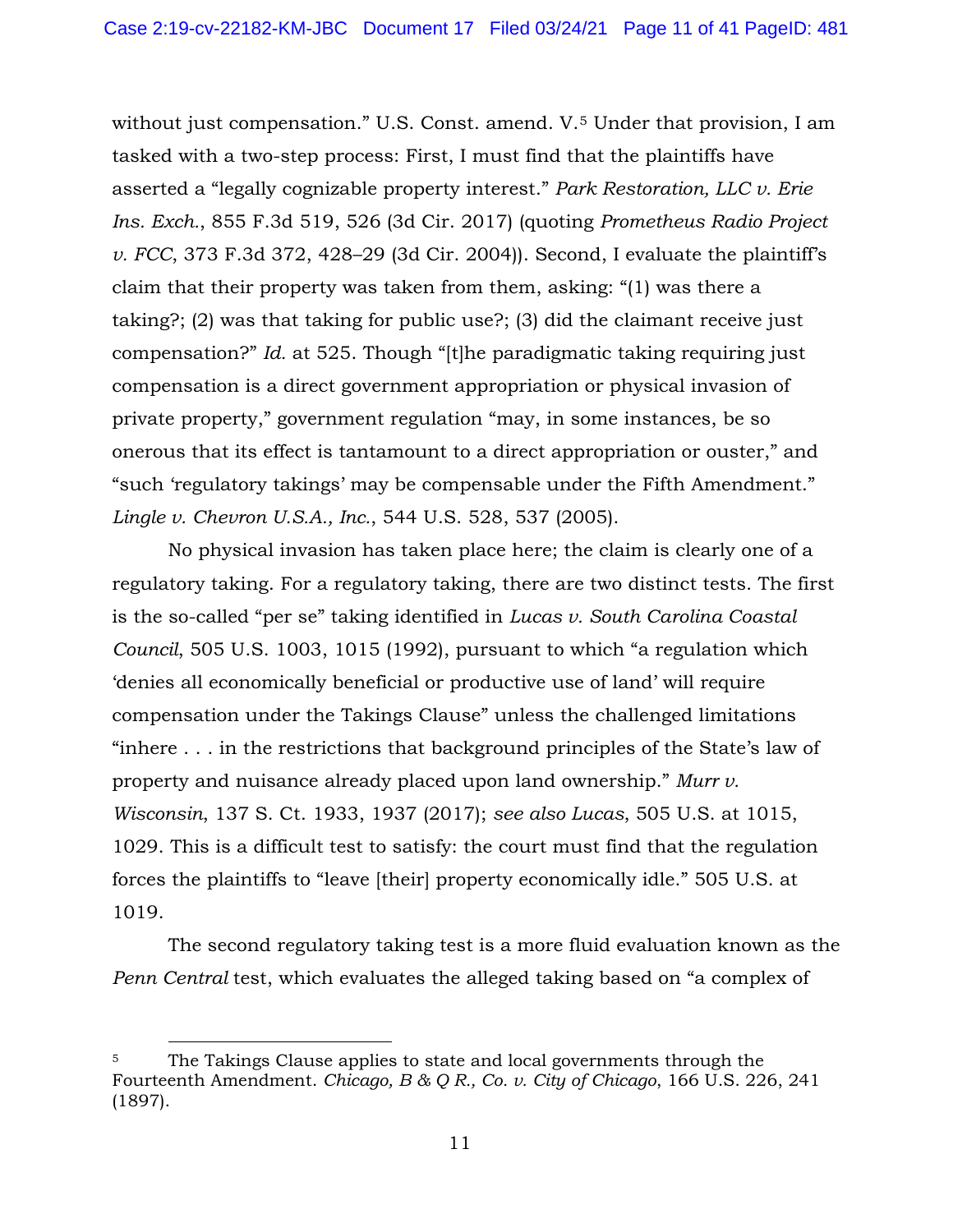without just compensation." U.S. Const. amend. V.[5] Under that provision, I am tasked with a two-step process: First, I must find that the plaintiffs have asserted a "legally cognizable property interest." *Park Restoration, LLC v. Erie Ins. Exch.*, 855 F.3d 519, 526 (3d Cir. 2017) (quoting *Prometheus Radio Project v. FCC*, 373 F.3d 372, 428–29 (3d Cir. 2004)). Second, I evaluate the plaintiff's claim that their property was taken from them, asking: "(1) was there a taking?; (2) was that taking for public use?; (3) did the claimant receive just compensation?" *Id.* at 525. Though "[t]he paradigmatic taking requiring just compensation is a direct government appropriation or physical invasion of private property," government regulation "may, in some instances, be so onerous that its effect is tantamount to a direct appropriation or ouster," and "such 'regulatory takings' may be compensable under the Fifth Amendment." *Lingle v. Chevron U.S.A., Inc.*, 544 U.S. 528, 537 (2005).

No physical invasion has taken place here; the claim is clearly one of a regulatory taking. For a regulatory taking, there are two distinct tests. The first is the so-called "per se" taking identified in *Lucas v. South Carolina Coastal Council*, 505 U.S. 1003, 1015 (1992), pursuant to which "a regulation which 'denies all economically beneficial or productive use of land' will require compensation under the Takings Clause" unless the challenged limitations "inhere . . . in the restrictions that background principles of the State's law of property and nuisance already placed upon land ownership." *Murr v. Wisconsin*, 137 S. Ct. 1933, 1937 (2017); *see also Lucas*, 505 U.S. at 1015, 1029. This is a difficult test to satisfy: the court must find that the regulation forces the plaintiffs to "leave [their] property economically idle." 505 U.S. at 1019.

The second regulatory taking test is a more fluid evaluation known as the *Penn Central* test, which evaluates the alleged taking based on "a complex of

---

[5] The Takings Clause applies to state and local governments through the Fourteenth Amendment. *Chicago, B & Q R., Co. v. City of Chicago*, 166 U.S. 226, 241 (1897).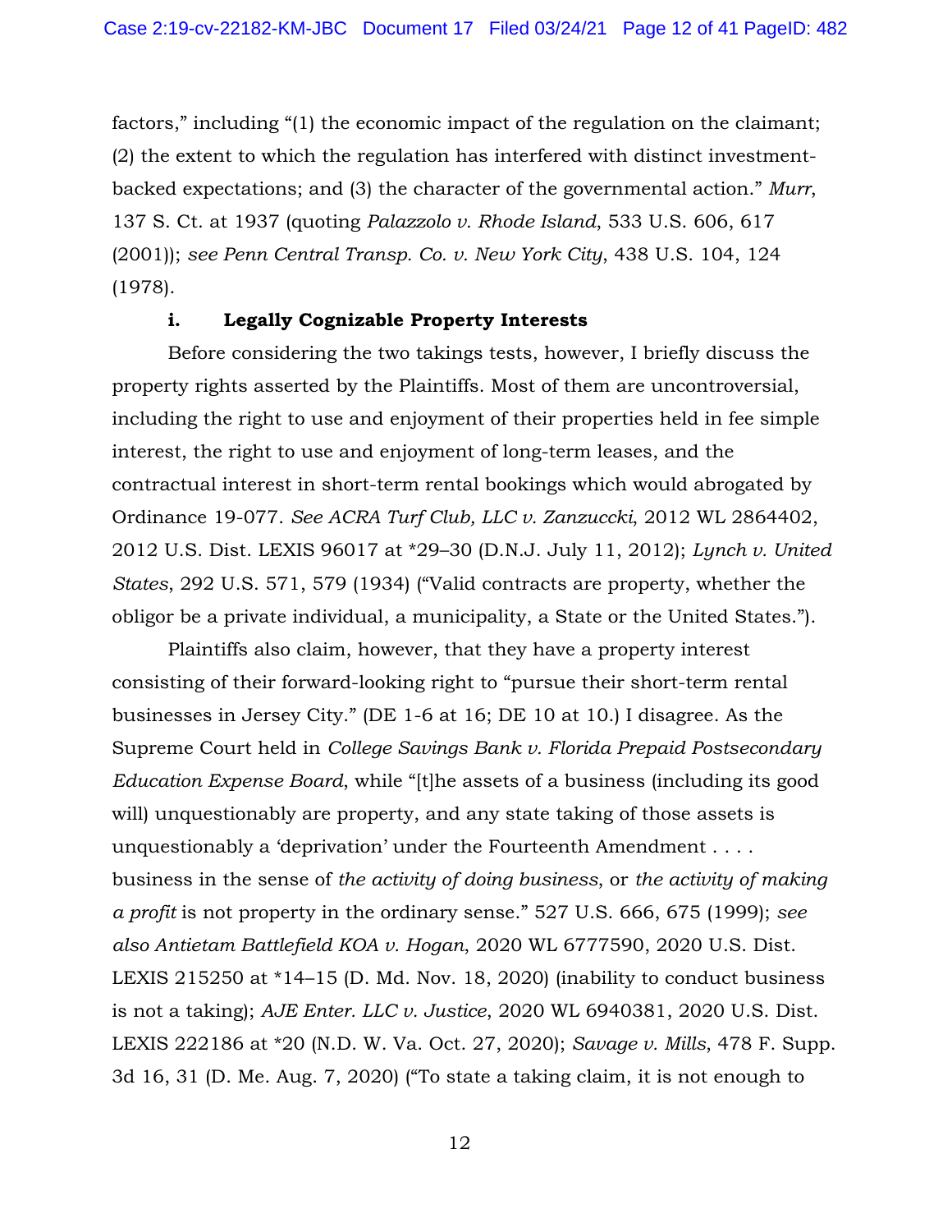factors," including "(1) the economic impact of the regulation on the claimant; (2) the extent to which the regulation has interfered with distinct investment-backed expectations; and (3) the character of the governmental action." *Murr*, 137 S. Ct. at 1937 (quoting *Palazzolo v. Rhode Island*, 533 U.S. 606, 617 (2001)); *see Penn Central Transp. Co. v. New York City*, 438 U.S. 104, 124 (1978).

**i. Legally Cognizable Property Interests**

Before considering the two takings tests, however, I briefly discuss the property rights asserted by the Plaintiffs. Most of them are uncontroversial, including the right to use and enjoyment of their properties held in fee simple interest, the right to use and enjoyment of long-term leases, and the contractual interest in short-term rental bookings which would abrogated by Ordinance 19-077. *See ACRA Turf Club, LLC v. Zanzuccki*, 2012 WL 2864402, 2012 U.S. Dist. LEXIS 96017 at *29–30 (D.N.J. July 11, 2012); *Lynch v. United States*, 292 U.S. 571, 579 (1934) ("Valid contracts are property, whether the obligor be a private individual, a municipality, a State or the United States.").

Plaintiffs also claim, however, that they have a property interest consisting of their forward-looking right to "pursue their short-term rental businesses in Jersey City." (DE 1-6 at 16; DE 10 at 10.) I disagree. As the Supreme Court held in *College Savings Bank v. Florida Prepaid Postsecondary Education Expense Board*, while "[t]he assets of a business (including its good will) unquestionably are property, and any state taking of those assets is unquestionably a 'deprivation' under the Fourteenth Amendment . . . . business in the sense of *the activity of doing business*, or *the activity of making a profit* is not property in the ordinary sense." 527 U.S. 666, 675 (1999); *see also Antietam Battlefield KOA v. Hogan*, 2020 WL 6777590, 2020 U.S. Dist. LEXIS 215250 at *14–15 (D. Md. Nov. 18, 2020) (inability to conduct business is not a taking); *AJE Enter. LLC v. Justice*, 2020 WL 6940381, 2020 U.S. Dist. LEXIS 222186 at *20 (N.D. W. Va. Oct. 27, 2020); *Savage v. Mills*, 478 F. Supp. 3d 16, 31 (D. Me. Aug. 7, 2020) ("To state a taking claim, it is not enough to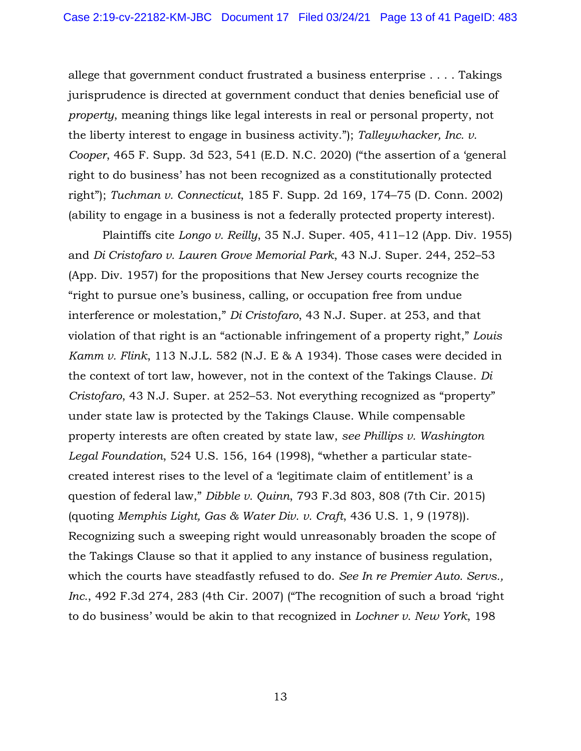allege that government conduct frustrated a business enterprise . . . . Takings jurisprudence is directed at government conduct that denies beneficial use of *property*, meaning things like legal interests in real or personal property, not the liberty interest to engage in business activity."); *Talleywhacker, Inc. v. Cooper*, 465 F. Supp. 3d 523, 541 (E.D. N.C. 2020) ("the assertion of a 'general right to do business' has not been recognized as a constitutionally protected right"); *Tuchman v. Connecticut*, 185 F. Supp. 2d 169, 174–75 (D. Conn. 2002) (ability to engage in a business is not a federally protected property interest).

Plaintiffs cite *Longo v. Reilly*, 35 N.J. Super. 405, 411–12 (App. Div. 1955) and *Di Cristofaro v. Lauren Grove Memorial Park*, 43 N.J. Super. 244, 252–53 (App. Div. 1957) for the propositions that New Jersey courts recognize the "right to pursue one's business, calling, or occupation free from undue interference or molestation," *Di Cristofaro*, 43 N.J. Super. at 253, and that violation of that right is an "actionable infringement of a property right," *Louis Kamm v. Flink*, 113 N.J.L. 582 (N.J. E & A 1934). Those cases were decided in the context of tort law, however, not in the context of the Takings Clause. *Di Cristofaro*, 43 N.J. Super. at 252–53. Not everything recognized as "property" under state law is protected by the Takings Clause. While compensable property interests are often created by state law, *see Phillips v. Washington Legal Foundation*, 524 U.S. 156, 164 (1998), "whether a particular state-created interest rises to the level of a 'legitimate claim of entitlement' is a question of federal law," *Dibble v. Quinn*, 793 F.3d 803, 808 (7th Cir. 2015) (quoting *Memphis Light, Gas & Water Div. v. Craft*, 436 U.S. 1, 9 (1978)). Recognizing such a sweeping right would unreasonably broaden the scope of the Takings Clause so that it applied to any instance of business regulation, which the courts have steadfastly refused to do. *See In re Premier Auto. Servs., Inc.*, 492 F.3d 274, 283 (4th Cir. 2007) ("The recognition of such a broad 'right to do business' would be akin to that recognized in *Lochner v. New York*, 198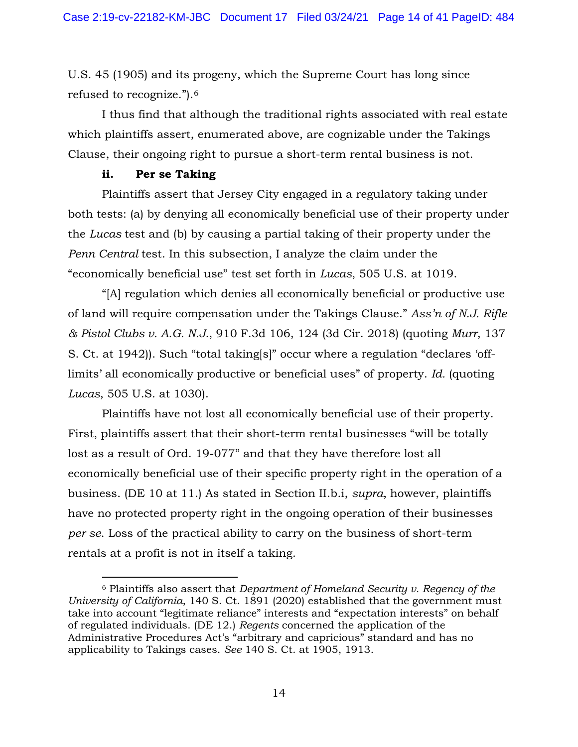U.S. 45 (1905) and its progeny, which the Supreme Court has long since refused to recognize.").[6]

I thus find that although the traditional rights associated with real estate which plaintiffs assert, enumerated above, are cognizable under the Takings Clause, their ongoing right to pursue a short-term rental business is not.

**ii. Per se Taking**

Plaintiffs assert that Jersey City engaged in a regulatory taking under both tests: (a) by denying all economically beneficial use of their property under the *Lucas* test and (b) by causing a partial taking of their property under the *Penn Central* test. In this subsection, I analyze the claim under the "economically beneficial use" test set forth in *Lucas*, 505 U.S. at 1019.

"[A] regulation which denies all economically beneficial or productive use of land will require compensation under the Takings Clause." *Ass'n of N.J. Rifle & Pistol Clubs v. A.G. N.J.*, 910 F.3d 106, 124 (3d Cir. 2018) (quoting *Murr*, 137 S. Ct. at 1942)). Such "total taking[s]" occur where a regulation "declares 'off-limits' all economically productive or beneficial uses" of property. *Id.* (quoting *Lucas*, 505 U.S. at 1030).

Plaintiffs have not lost all economically beneficial use of their property. First, plaintiffs assert that their short-term rental businesses "will be totally lost as a result of Ord. 19-077" and that they have therefore lost all economically beneficial use of their specific property right in the operation of a business. (DE 10 at 11.) As stated in Section II.b.i, *supra*, however, plaintiffs have no protected property right in the ongoing operation of their businesses *per se*. Loss of the practical ability to carry on the business of short-term rentals at a profit is not in itself a taking.

---

[6] Plaintiffs also assert that *Department of Homeland Security v. Regency of the University of California*, 140 S. Ct. 1891 (2020) established that the government must take into account "legitimate reliance" interests and "expectation interests" on behalf of regulated individuals. (DE 12.) *Regents* concerned the application of the Administrative Procedures Act's "arbitrary and capricious" standard and has no applicability to Takings cases. *See* 140 S. Ct. at 1905, 1913.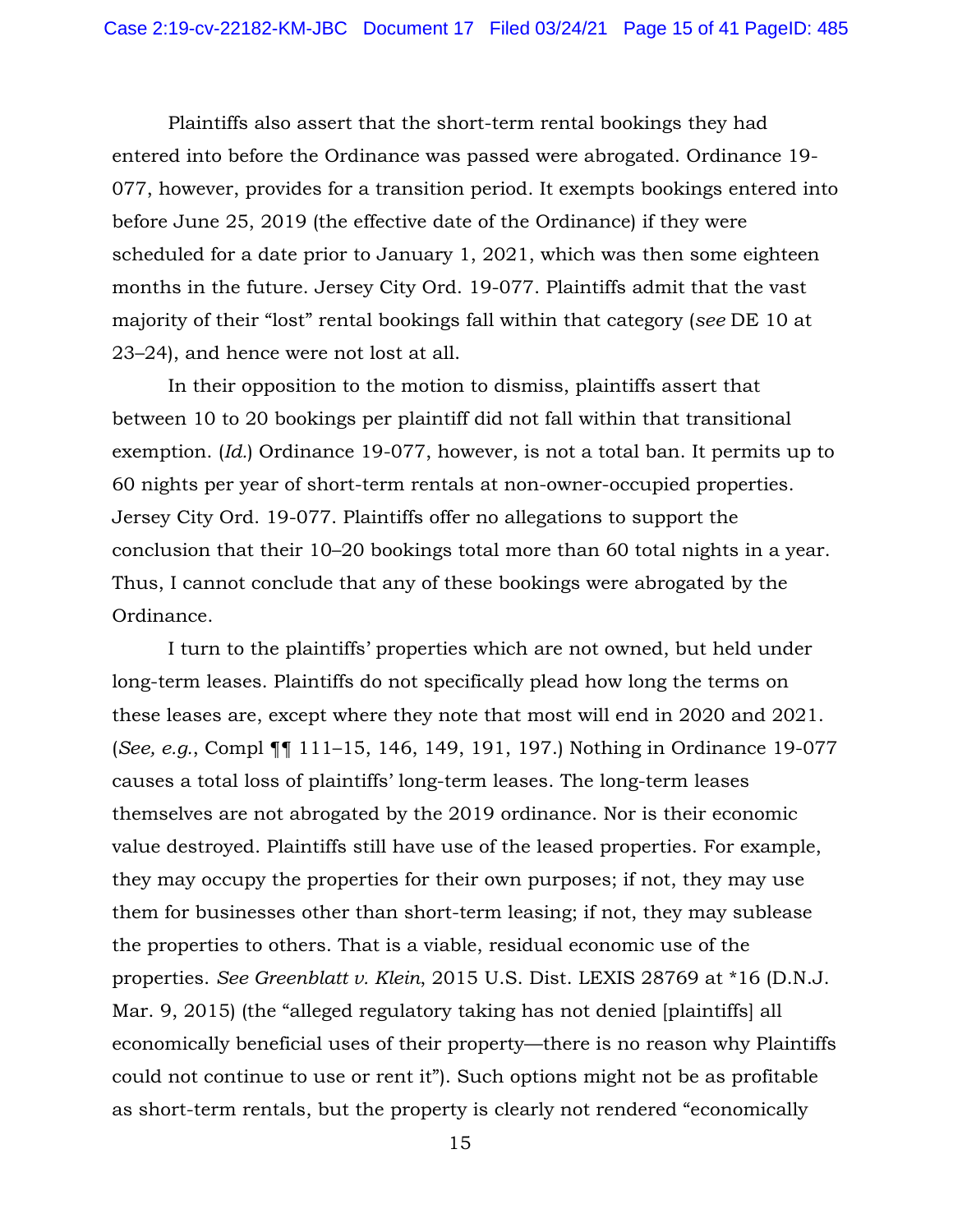Plaintiffs also assert that the short-term rental bookings they had entered into before the Ordinance was passed were abrogated. Ordinance 19-077, however, provides for a transition period. It exempts bookings entered into before June 25, 2019 (the effective date of the Ordinance) if they were scheduled for a date prior to January 1, 2021, which was then some eighteen months in the future. Jersey City Ord. 19-077. Plaintiffs admit that the vast majority of their "lost" rental bookings fall within that category (*see* DE 10 at 23–24), and hence were not lost at all.

In their opposition to the motion to dismiss, plaintiffs assert that between 10 to 20 bookings per plaintiff did not fall within that transitional exemption. (*Id.*) Ordinance 19-077, however, is not a total ban. It permits up to 60 nights per year of short-term rentals at non-owner-occupied properties. Jersey City Ord. 19-077. Plaintiffs offer no allegations to support the conclusion that their 10–20 bookings total more than 60 total nights in a year. Thus, I cannot conclude that any of these bookings were abrogated by the Ordinance.

I turn to the plaintiffs' properties which are not owned, but held under long-term leases. Plaintiffs do not specifically plead how long the terms on these leases are, except where they note that most will end in 2020 and 2021. (*See, e.g.*, Compl ¶¶ 111–15, 146, 149, 191, 197.) Nothing in Ordinance 19-077 causes a total loss of plaintiffs' long-term leases. The long-term leases themselves are not abrogated by the 2019 ordinance. Nor is their economic value destroyed. Plaintiffs still have use of the leased properties. For example, they may occupy the properties for their own purposes; if not, they may use them for businesses other than short-term leasing; if not, they may sublease the properties to others. That is a viable, residual economic use of the properties. *See Greenblatt v. Klein*, 2015 U.S. Dist. LEXIS 28769 at *16 (D.N.J. Mar. 9, 2015) (the "alleged regulatory taking has not denied [plaintiffs] all economically beneficial uses of their property—there is no reason why Plaintiffs could not continue to use or rent it"). Such options might not be as profitable as short-term rentals, but the property is clearly not rendered "economically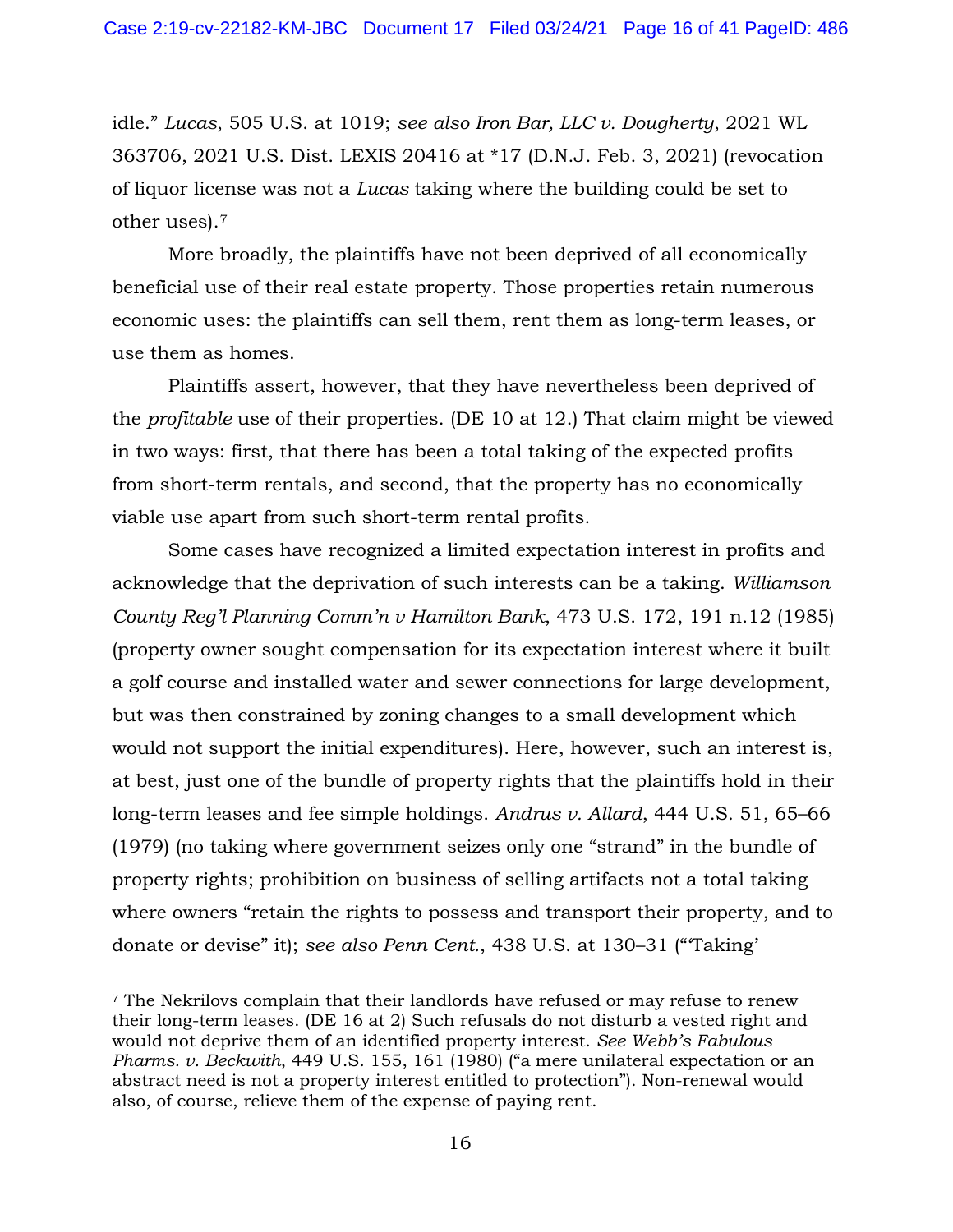idle." *Lucas*, 505 U.S. at 1019; *see also Iron Bar, LLC v. Dougherty*, 2021 WL 363706, 2021 U.S. Dist. LEXIS 20416 at *17 (D.N.J. Feb. 3, 2021) (revocation of liquor license was not a *Lucas* taking where the building could be set to other uses).[7]

More broadly, the plaintiffs have not been deprived of all economically beneficial use of their real estate property. Those properties retain numerous economic uses: the plaintiffs can sell them, rent them as long-term leases, or use them as homes.

Plaintiffs assert, however, that they have nevertheless been deprived of the *profitable* use of their properties. (DE 10 at 12.) That claim might be viewed in two ways: first, that there has been a total taking of the expected profits from short-term rentals, and second, that the property has no economically viable use apart from such short-term rental profits.

Some cases have recognized a limited expectation interest in profits and acknowledge that the deprivation of such interests can be a taking. *Williamson County Reg'l Planning Comm'n v Hamilton Bank*, 473 U.S. 172, 191 n.12 (1985) (property owner sought compensation for its expectation interest where it built a golf course and installed water and sewer connections for large development, but was then constrained by zoning changes to a small development which would not support the initial expenditures). Here, however, such an interest is, at best, just one of the bundle of property rights that the plaintiffs hold in their long-term leases and fee simple holdings. *Andrus v. Allard*, 444 U.S. 51, 65–66 (1979) (no taking where government seizes only one "strand" in the bundle of property rights; prohibition on business of selling artifacts not a total taking where owners "retain the rights to possess and transport their property, and to donate or devise" it); *see also Penn Cent.*, 438 U.S. at 130–31 ("'Taking'

---

[7] The Nekrilovs complain that their landlords have refused or may refuse to renew their long-term leases. (DE 16 at 2) Such refusals do not disturb a vested right and would not deprive them of an identified property interest. *See Webb's Fabulous Pharms. v. Beckwith*, 449 U.S. 155, 161 (1980) ("a mere unilateral expectation or an abstract need is not a property interest entitled to protection"). Non-renewal would also, of course, relieve them of the expense of paying rent.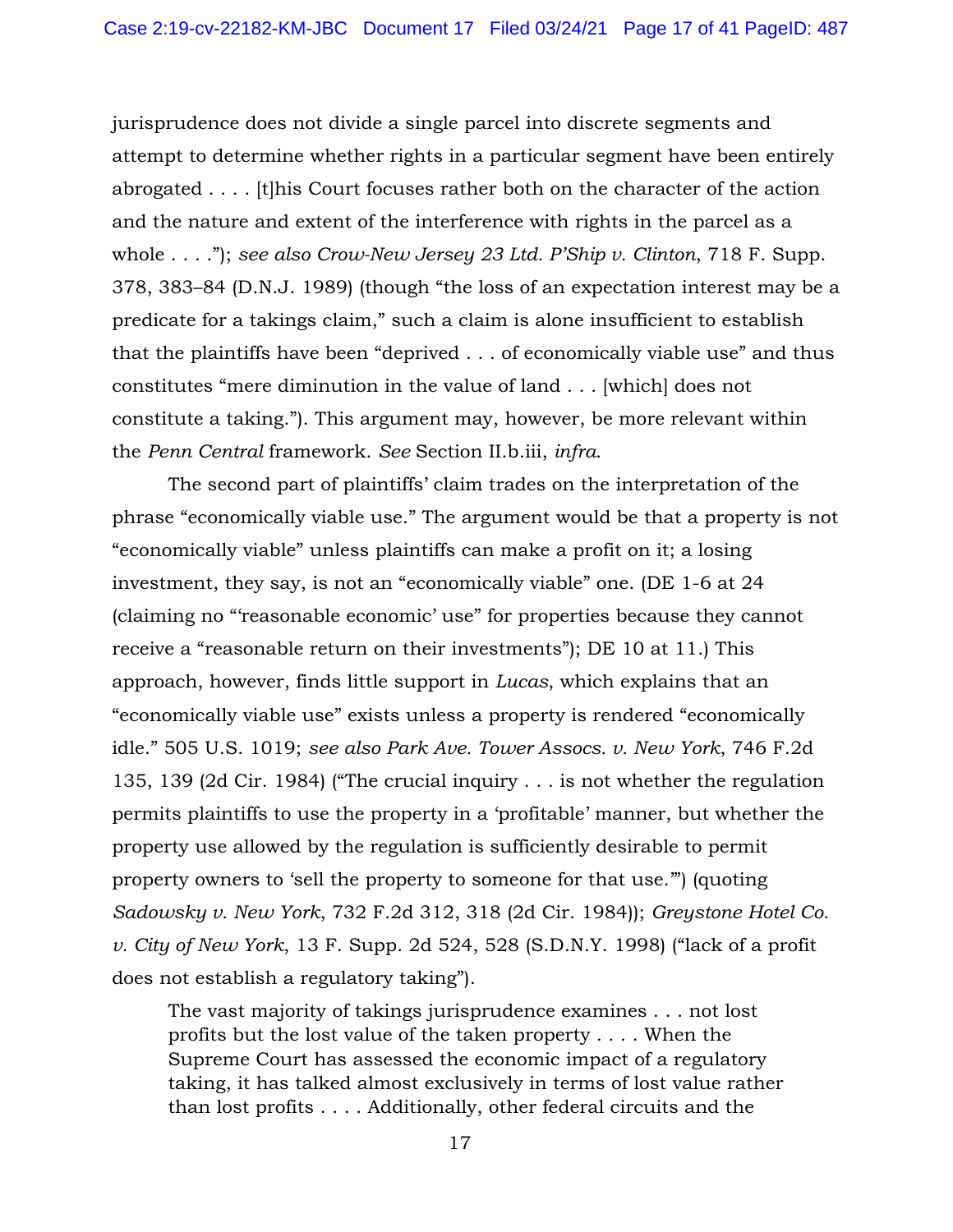jurisprudence does not divide a single parcel into discrete segments and attempt to determine whether rights in a particular segment have been entirely abrogated . . . . [t]his Court focuses rather both on the character of the action and the nature and extent of the interference with rights in the parcel as a whole . . . ."); *see also Crow-New Jersey 23 Ltd. P'Ship v. Clinton*, 718 F. Supp. 378, 383–84 (D.N.J. 1989) (though "the loss of an expectation interest may be a predicate for a takings claim," such a claim is alone insufficient to establish that the plaintiffs have been "deprived . . . of economically viable use" and thus constitutes "mere diminution in the value of land . . . [which] does not constitute a taking."). This argument may, however, be more relevant within the *Penn Central* framework. *See* Section II.b.iii, *infra*.

The second part of plaintiffs' claim trades on the interpretation of the phrase "economically viable use." The argument would be that a property is not "economically viable" unless plaintiffs can make a profit on it; a losing investment, they say, is not an "economically viable" one. (DE 1-6 at 24 (claiming no "'reasonable economic' use" for properties because they cannot receive a "reasonable return on their investments"); DE 10 at 11.) This approach, however, finds little support in *Lucas*, which explains that an "economically viable use" exists unless a property is rendered "economically idle." 505 U.S. 1019; *see also Park Ave. Tower Assocs. v. New York*, 746 F.2d 135, 139 (2d Cir. 1984) ("The crucial inquiry . . . is not whether the regulation permits plaintiffs to use the property in a 'profitable' manner, but whether the property use allowed by the regulation is sufficiently desirable to permit property owners to 'sell the property to someone for that use.'") (quoting *Sadowsky v. New York*, 732 F.2d 312, 318 (2d Cir. 1984)); *Greystone Hotel Co. v. City of New York*, 13 F. Supp. 2d 524, 528 (S.D.N.Y. 1998) ("lack of a profit does not establish a regulatory taking").

> The vast majority of takings jurisprudence examines . . . not lost profits but the lost value of the taken property . . . . When the Supreme Court has assessed the economic impact of a regulatory taking, it has talked almost exclusively in terms of lost value rather than lost profits . . . . Additionally, other federal circuits and the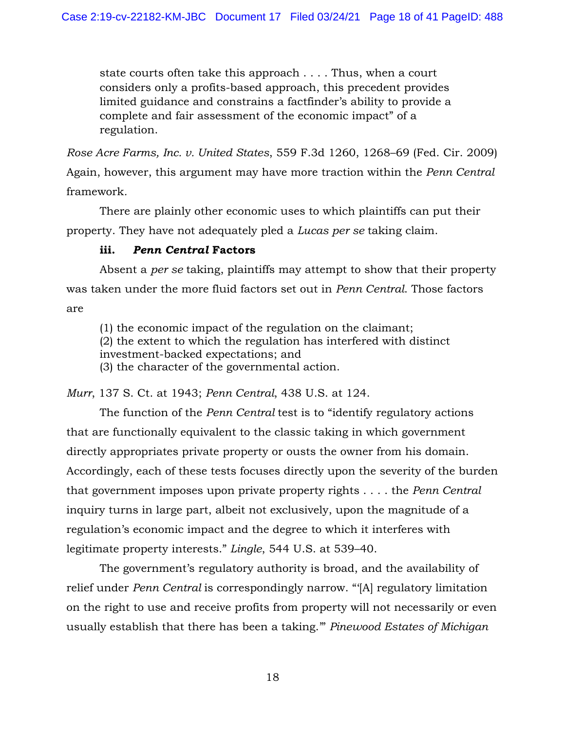> state courts often take this approach . . . . Thus, when a court considers only a profits-based approach, this precedent provides limited guidance and constrains a factfinder's ability to provide a complete and fair assessment of the economic impact" of a regulation.

*Rose Acre Farms, Inc. v. United States*, 559 F.3d 1260, 1268–69 (Fed. Cir. 2009) Again, however, this argument may have more traction within the *Penn Central* framework.

There are plainly other economic uses to which plaintiffs can put their property. They have not adequately pled a *Lucas per se* taking claim.

**iii. *Penn Central* Factors**

Absent a *per se* taking, plaintiffs may attempt to show that their property was taken under the more fluid factors set out in *Penn Central*. Those factors are

> (1) the economic impact of the regulation on the claimant;
> (2) the extent to which the regulation has interfered with distinct investment-backed expectations; and
> (3) the character of the governmental action.

*Murr*, 137 S. Ct. at 1943; *Penn Central*, 438 U.S. at 124.

The function of the *Penn Central* test is to "identify regulatory actions that are functionally equivalent to the classic taking in which government directly appropriates private property or ousts the owner from his domain. Accordingly, each of these tests focuses directly upon the severity of the burden that government imposes upon private property rights . . . . the *Penn Central* inquiry turns in large part, albeit not exclusively, upon the magnitude of a regulation's economic impact and the degree to which it interferes with legitimate property interests." *Lingle*, 544 U.S. at 539–40.

The government's regulatory authority is broad, and the availability of relief under *Penn Central* is correspondingly narrow. "'[A] regulatory limitation on the right to use and receive profits from property will not necessarily or even usually establish that there has been a taking.'" *Pinewood Estates of Michigan*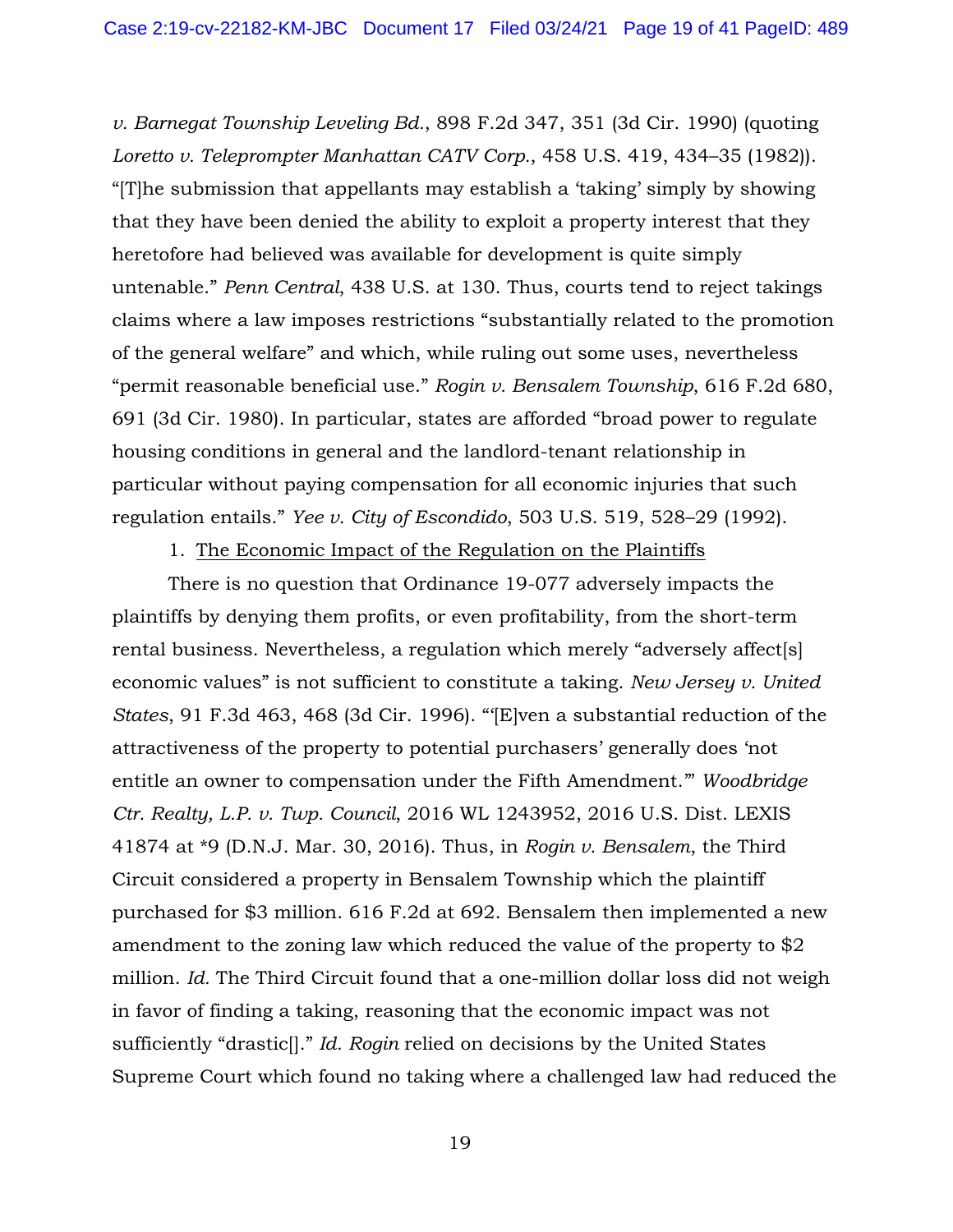*v. Barnegat Township Leveling Bd.*, 898 F.2d 347, 351 (3d Cir. 1990) (quoting *Loretto v. Teleprompter Manhattan CATV Corp.*, 458 U.S. 419, 434–35 (1982)). "[T]he submission that appellants may establish a 'taking' simply by showing that they have been denied the ability to exploit a property interest that they heretofore had believed was available for development is quite simply untenable." *Penn Central*, 438 U.S. at 130. Thus, courts tend to reject takings claims where a law imposes restrictions "substantially related to the promotion of the general welfare" and which, while ruling out some uses, nevertheless "permit reasonable beneficial use." *Rogin v. Bensalem Township*, 616 F.2d 680, 691 (3d Cir. 1980). In particular, states are afforded "broad power to regulate housing conditions in general and the landlord-tenant relationship in particular without paying compensation for all economic injuries that such regulation entails." *Yee v. City of Escondido*, 503 U.S. 519, 528–29 (1992).

1. <u>The Economic Impact of the Regulation on the Plaintiffs</u>

There is no question that Ordinance 19-077 adversely impacts the plaintiffs by denying them profits, or even profitability, from the short-term rental business. Nevertheless, a regulation which merely "adversely affect[s] economic values" is not sufficient to constitute a taking. *New Jersey v. United States*, 91 F.3d 463, 468 (3d Cir. 1996). "'[E]ven a substantial reduction of the attractiveness of the property to potential purchasers' generally does 'not entitle an owner to compensation under the Fifth Amendment.'" *Woodbridge Ctr. Realty, L.P. v. Twp. Council*, 2016 WL 1243952, 2016 U.S. Dist. LEXIS 41874 at *9 (D.N.J. Mar. 30, 2016). Thus, in *Rogin v. Bensalem*, the Third Circuit considered a property in Bensalem Township which the plaintiff purchased for $3 million. 616 F.2d at 692. Bensalem then implemented a new amendment to the zoning law which reduced the value of the property to $2 million. *Id.* The Third Circuit found that a one-million dollar loss did not weigh in favor of finding a taking, reasoning that the economic impact was not sufficiently "drastic[]." *Id. Rogin* relied on decisions by the United States Supreme Court which found no taking where a challenged law had reduced the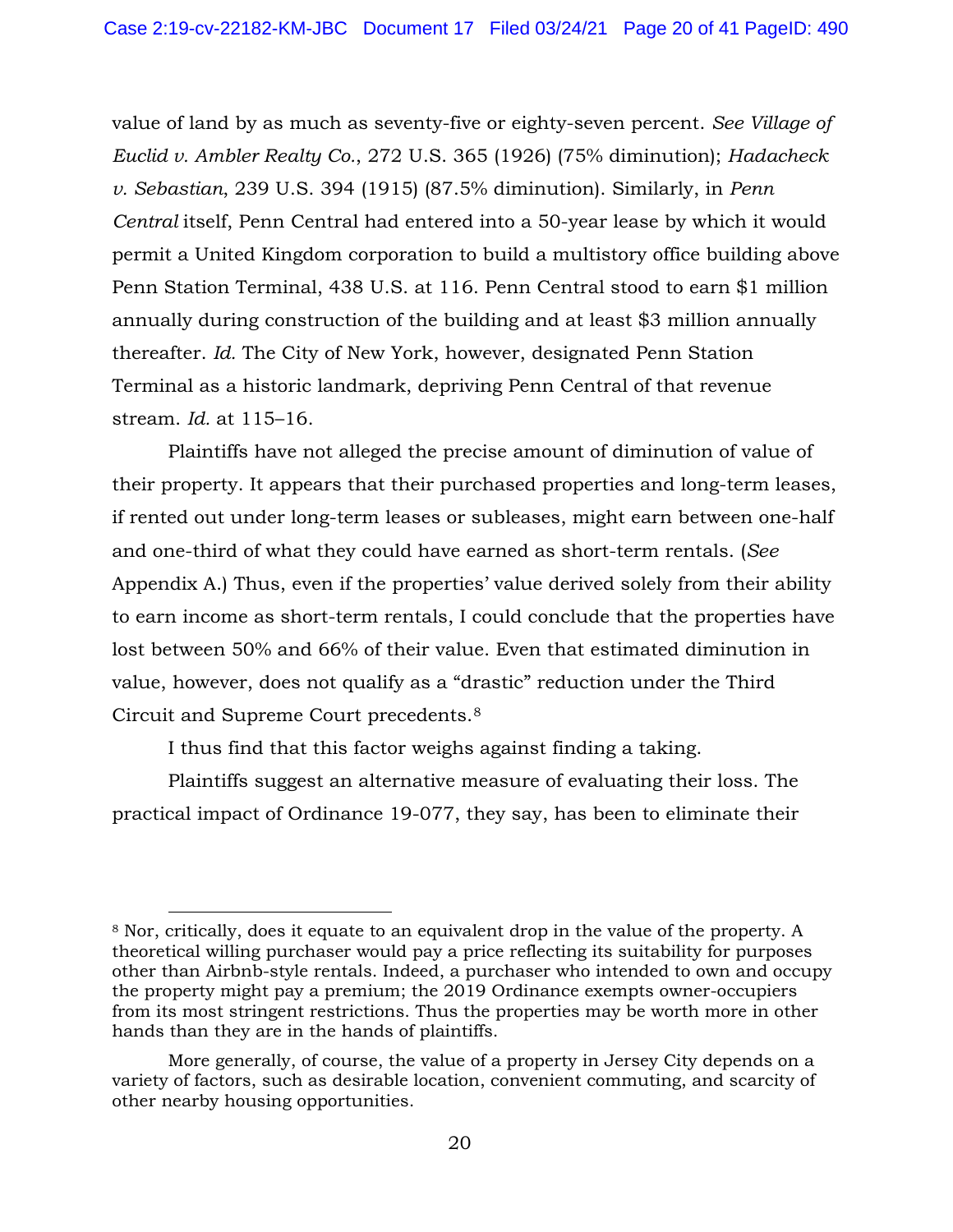value of land by as much as seventy-five or eighty-seven percent. *See Village of Euclid v. Ambler Realty Co.*, 272 U.S. 365 (1926) (75% diminution); *Hadacheck v. Sebastian*, 239 U.S. 394 (1915) (87.5% diminution). Similarly, in *Penn Central* itself, Penn Central had entered into a 50-year lease by which it would permit a United Kingdom corporation to build a multistory office building above Penn Station Terminal, 438 U.S. at 116. Penn Central stood to earn $1 million annually during construction of the building and at least $3 million annually thereafter. *Id.* The City of New York, however, designated Penn Station Terminal as a historic landmark, depriving Penn Central of that revenue stream. *Id.* at 115–16.

Plaintiffs have not alleged the precise amount of diminution of value of their property. It appears that their purchased properties and long-term leases, if rented out under long-term leases or subleases, might earn between one-half and one-third of what they could have earned as short-term rentals. (*See* Appendix A.) Thus, even if the properties' value derived solely from their ability to earn income as short-term rentals, I could conclude that the properties have lost between 50% and 66% of their value. Even that estimated diminution in value, however, does not qualify as a "drastic" reduction under the Third Circuit and Supreme Court precedents.[8]

I thus find that this factor weighs against finding a taking.

Plaintiffs suggest an alternative measure of evaluating their loss. The practical impact of Ordinance 19-077, they say, has been to eliminate their

---

[8] Nor, critically, does it equate to an equivalent drop in the value of the property. A theoretical willing purchaser would pay a price reflecting its suitability for purposes other than Airbnb-style rentals. Indeed, a purchaser who intended to own and occupy the property might pay a premium; the 2019 Ordinance exempts owner-occupiers from its most stringent restrictions. Thus the properties may be worth more in other hands than they are in the hands of plaintiffs.

More generally, of course, the value of a property in Jersey City depends on a variety of factors, such as desirable location, convenient commuting, and scarcity of other nearby housing opportunities.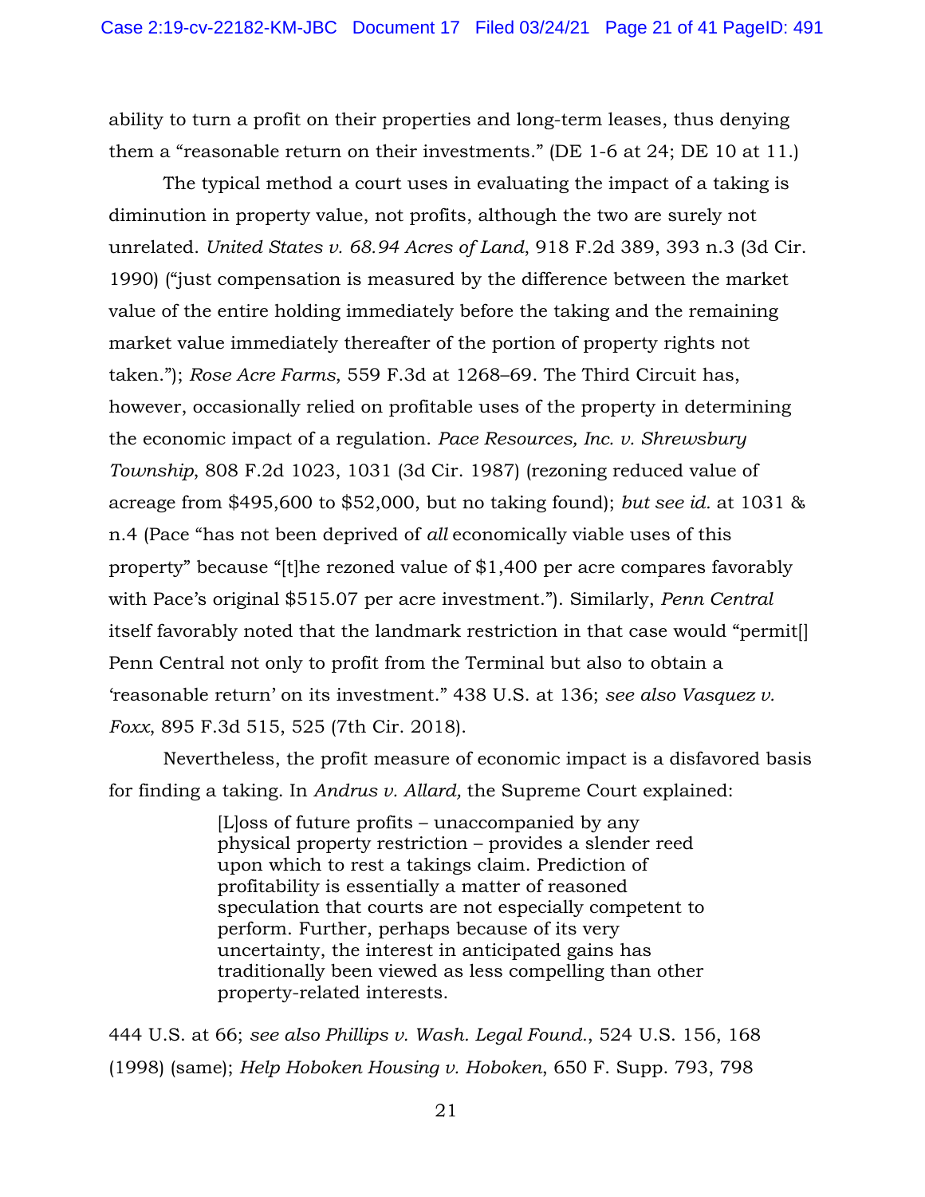ability to turn a profit on their properties and long-term leases, thus denying them a "reasonable return on their investments." (DE 1-6 at 24; DE 10 at 11.)

The typical method a court uses in evaluating the impact of a taking is diminution in property value, not profits, although the two are surely not unrelated. *United States v. 68.94 Acres of Land*, 918 F.2d 389, 393 n.3 (3d Cir. 1990) ("just compensation is measured by the difference between the market value of the entire holding immediately before the taking and the remaining market value immediately thereafter of the portion of property rights not taken."); *Rose Acre Farms*, 559 F.3d at 1268–69. The Third Circuit has, however, occasionally relied on profitable uses of the property in determining the economic impact of a regulation. *Pace Resources, Inc. v. Shrewsbury Township*, 808 F.2d 1023, 1031 (3d Cir. 1987) (rezoning reduced value of acreage from $495,600 to $52,000, but no taking found); *but see id.* at 1031 & n.4 (Pace "has not been deprived of *all* economically viable uses of this property" because "[t]he rezoned value of $1,400 per acre compares favorably with Pace's original $515.07 per acre investment."). Similarly, *Penn Central* itself favorably noted that the landmark restriction in that case would "permit[] Penn Central not only to profit from the Terminal but also to obtain a 'reasonable return' on its investment." 438 U.S. at 136; *see also Vasquez v. Foxx*, 895 F.3d 515, 525 (7th Cir. 2018).

Nevertheless, the profit measure of economic impact is a disfavored basis for finding a taking. In *Andrus v. Allard,* the Supreme Court explained:

> [L]oss of future profits – unaccompanied by any physical property restriction – provides a slender reed upon which to rest a takings claim. Prediction of profitability is essentially a matter of reasoned speculation that courts are not especially competent to perform. Further, perhaps because of its very uncertainty, the interest in anticipated gains has traditionally been viewed as less compelling than other property-related interests.

444 U.S. at 66; *see also Phillips v. Wash. Legal Found.*, 524 U.S. 156, 168 (1998) (same); *Help Hoboken Housing v. Hoboken*, 650 F. Supp. 793, 798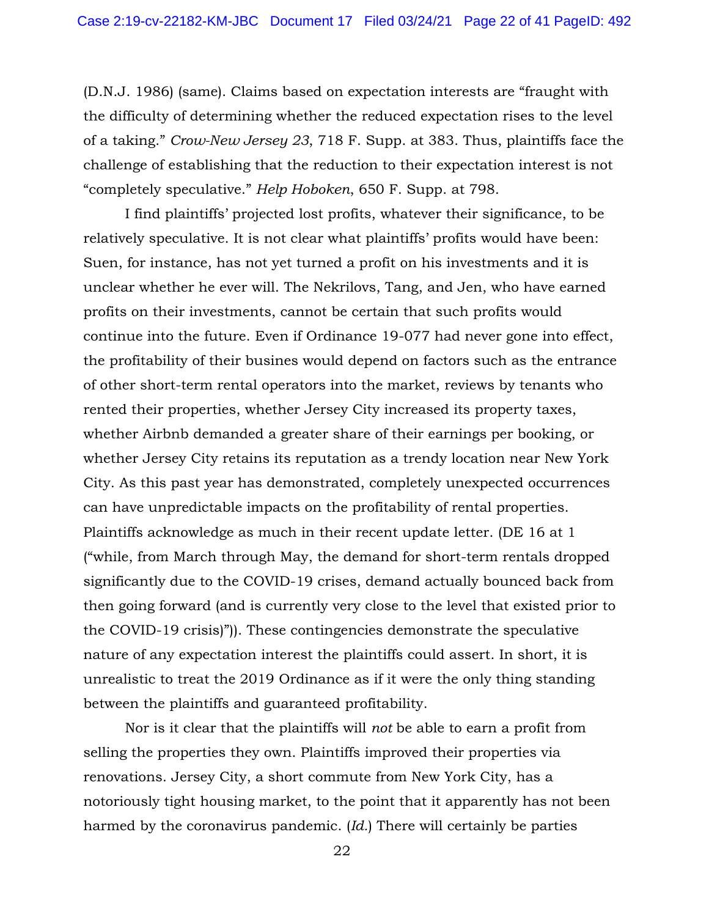(D.N.J. 1986) (same). Claims based on expectation interests are "fraught with the difficulty of determining whether the reduced expectation rises to the level of a taking." *Crow-New Jersey 23*, 718 F. Supp. at 383. Thus, plaintiffs face the challenge of establishing that the reduction to their expectation interest is not "completely speculative." *Help Hoboken*, 650 F. Supp. at 798.

I find plaintiffs' projected lost profits, whatever their significance, to be relatively speculative. It is not clear what plaintiffs' profits would have been: Suen, for instance, has not yet turned a profit on his investments and it is unclear whether he ever will. The Nekrilovs, Tang, and Jen, who have earned profits on their investments, cannot be certain that such profits would continue into the future. Even if Ordinance 19-077 had never gone into effect, the profitability of their busines would depend on factors such as the entrance of other short-term rental operators into the market, reviews by tenants who rented their properties, whether Jersey City increased its property taxes, whether Airbnb demanded a greater share of their earnings per booking, or whether Jersey City retains its reputation as a trendy location near New York City. As this past year has demonstrated, completely unexpected occurrences can have unpredictable impacts on the profitability of rental properties. Plaintiffs acknowledge as much in their recent update letter. (DE 16 at 1 ("while, from March through May, the demand for short-term rentals dropped significantly due to the COVID-19 crises, demand actually bounced back from then going forward (and is currently very close to the level that existed prior to the COVID-19 crisis)")). These contingencies demonstrate the speculative nature of any expectation interest the plaintiffs could assert. In short, it is unrealistic to treat the 2019 Ordinance as if it were the only thing standing between the plaintiffs and guaranteed profitability.

Nor is it clear that the plaintiffs will *not* be able to earn a profit from selling the properties they own. Plaintiffs improved their properties via renovations. Jersey City, a short commute from New York City, has a notoriously tight housing market, to the point that it apparently has not been harmed by the coronavirus pandemic. (*Id.*) There will certainly be parties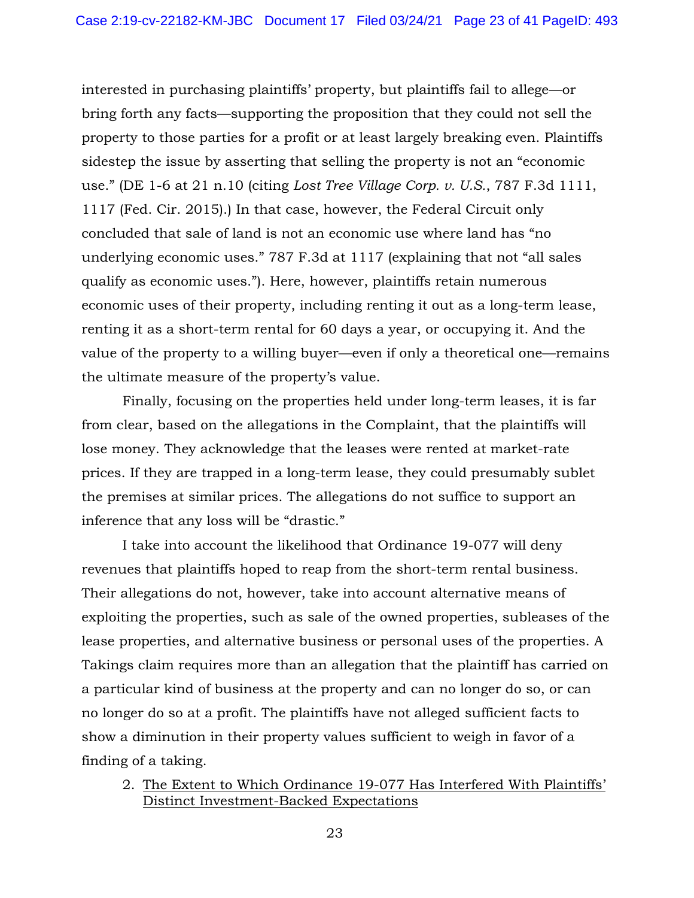interested in purchasing plaintiffs' property, but plaintiffs fail to allege—or bring forth any facts—supporting the proposition that they could not sell the property to those parties for a profit or at least largely breaking even. Plaintiffs sidestep the issue by asserting that selling the property is not an "economic use." (DE 1-6 at 21 n.10 (citing *Lost Tree Village Corp. v. U.S.*, 787 F.3d 1111, 1117 (Fed. Cir. 2015).) In that case, however, the Federal Circuit only concluded that sale of land is not an economic use where land has "no underlying economic uses." 787 F.3d at 1117 (explaining that not "all sales qualify as economic uses."). Here, however, plaintiffs retain numerous economic uses of their property, including renting it out as a long-term lease, renting it as a short-term rental for 60 days a year, or occupying it. And the value of the property to a willing buyer—even if only a theoretical one—remains the ultimate measure of the property's value.

Finally, focusing on the properties held under long-term leases, it is far from clear, based on the allegations in the Complaint, that the plaintiffs will lose money. They acknowledge that the leases were rented at market-rate prices. If they are trapped in a long-term lease, they could presumably sublet the premises at similar prices. The allegations do not suffice to support an inference that any loss will be "drastic."

I take into account the likelihood that Ordinance 19-077 will deny revenues that plaintiffs hoped to reap from the short-term rental business. Their allegations do not, however, take into account alternative means of exploiting the properties, such as sale of the owned properties, subleases of the lease properties, and alternative business or personal uses of the properties. A Takings claim requires more than an allegation that the plaintiff has carried on a particular kind of business at the property and can no longer do so, or can no longer do so at a profit. The plaintiffs have not alleged sufficient facts to show a diminution in their property values sufficient to weigh in favor of a finding of a taking.

2. <u>The Extent to Which Ordinance 19-077 Has Interfered With Plaintiffs' Distinct Investment-Backed Expectations</u>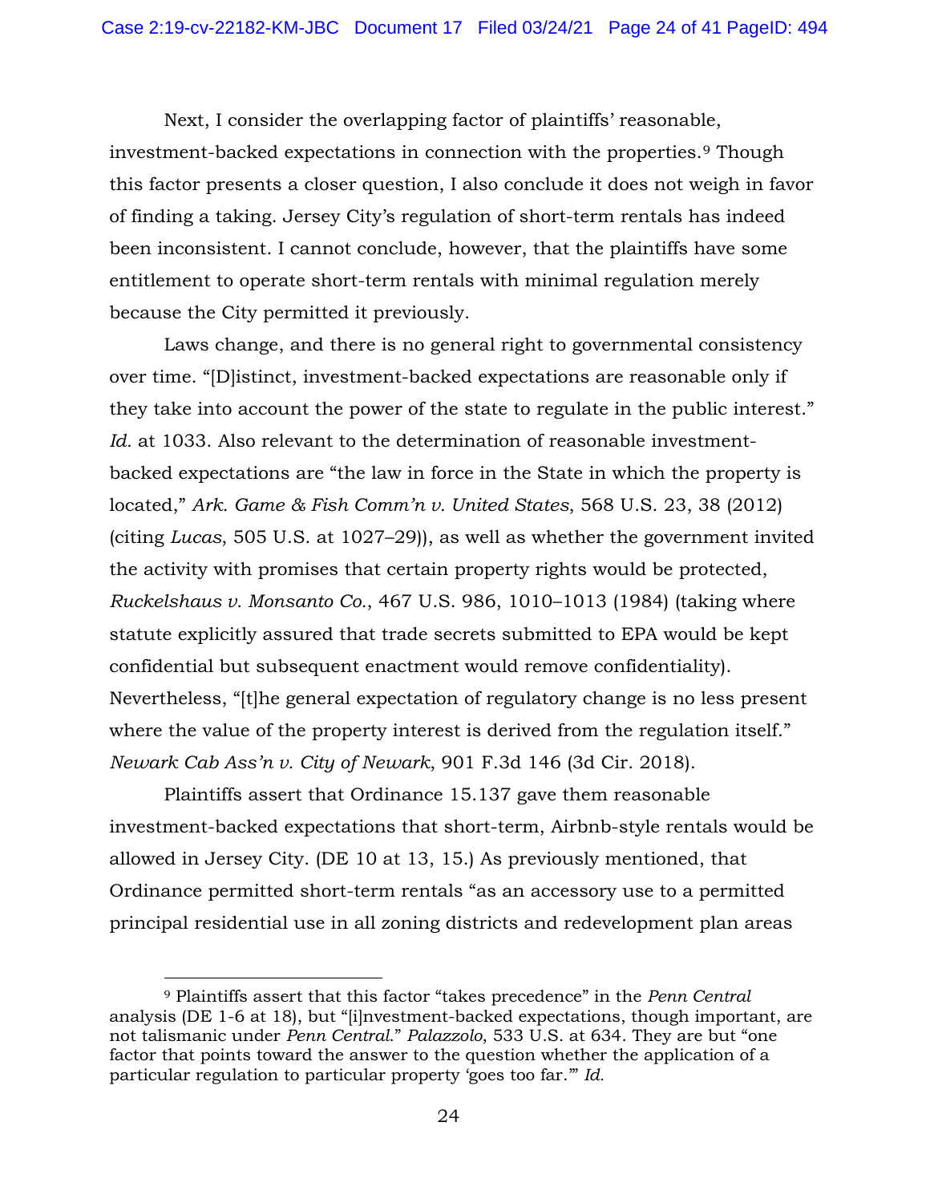Next, I consider the overlapping factor of plaintiffs' reasonable, investment-backed expectations in connection with the properties.[9] Though this factor presents a closer question, I also conclude it does not weigh in favor of finding a taking. Jersey City's regulation of short-term rentals has indeed been inconsistent. I cannot conclude, however, that the plaintiffs have some entitlement to operate short-term rentals with minimal regulation merely because the City permitted it previously.

Laws change, and there is no general right to governmental consistency over time. "[D]istinct, investment-backed expectations are reasonable only if they take into account the power of the state to regulate in the public interest." *Id.* at 1033. Also relevant to the determination of reasonable investment-backed expectations are "the law in force in the State in which the property is located," *Ark. Game & Fish Comm'n v. United States*, 568 U.S. 23, 38 (2012) (citing *Lucas*, 505 U.S. at 1027–29)), as well as whether the government invited the activity with promises that certain property rights would be protected, *Ruckelshaus v. Monsanto Co.*, 467 U.S. 986, 1010–1013 (1984) (taking where statute explicitly assured that trade secrets submitted to EPA would be kept confidential but subsequent enactment would remove confidentiality). Nevertheless, "[t]he general expectation of regulatory change is no less present where the value of the property interest is derived from the regulation itself." *Newark Cab Ass'n v. City of Newark*, 901 F.3d 146 (3d Cir. 2018).

Plaintiffs assert that Ordinance 15.137 gave them reasonable investment-backed expectations that short-term, Airbnb-style rentals would be allowed in Jersey City. (DE 10 at 13, 15.) As previously mentioned, that Ordinance permitted short-term rentals "as an accessory use to a permitted principal residential use in all zoning districts and redevelopment plan areas

---

[9] Plaintiffs assert that this factor "takes precedence" in the *Penn Central* analysis (DE 1-6 at 18), but "[i]nvestment-backed expectations, though important, are not talismanic under *Penn Central*." *Palazzolo*, 533 U.S. at 634. They are but "one factor that points toward the answer to the question whether the application of a particular regulation to particular property 'goes too far.'" *Id.*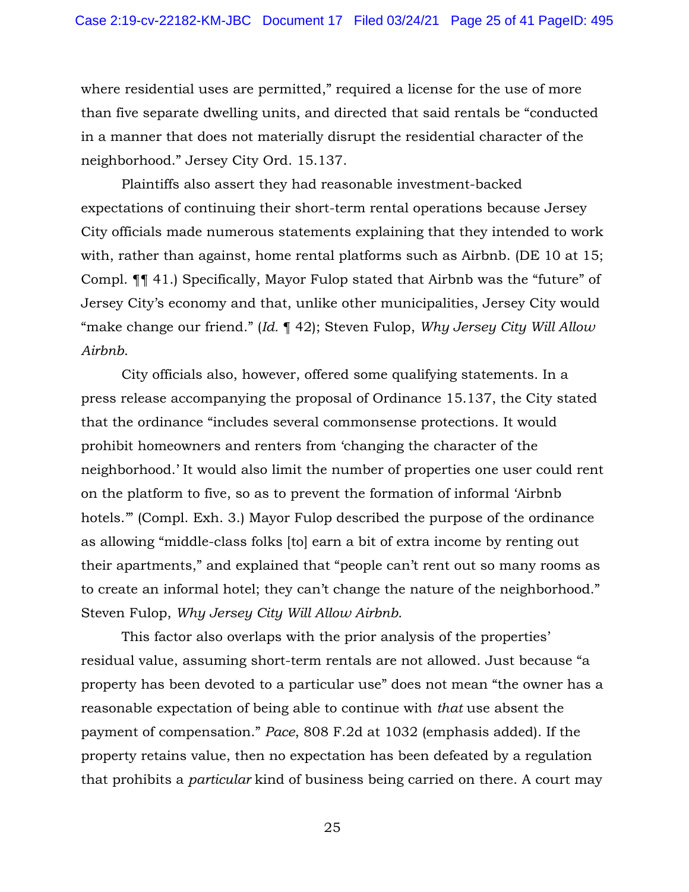where residential uses are permitted," required a license for the use of more than five separate dwelling units, and directed that said rentals be "conducted in a manner that does not materially disrupt the residential character of the neighborhood." Jersey City Ord. 15.137.

Plaintiffs also assert they had reasonable investment-backed expectations of continuing their short-term rental operations because Jersey City officials made numerous statements explaining that they intended to work with, rather than against, home rental platforms such as Airbnb. (DE 10 at 15; Compl. ¶¶ 41.) Specifically, Mayor Fulop stated that Airbnb was the "future" of Jersey City's economy and that, unlike other municipalities, Jersey City would "make change our friend." (*Id.* ¶ 42); Steven Fulop, *Why Jersey City Will Allow Airbnb*.

City officials also, however, offered some qualifying statements. In a press release accompanying the proposal of Ordinance 15.137, the City stated that the ordinance "includes several commonsense protections. It would prohibit homeowners and renters from 'changing the character of the neighborhood.' It would also limit the number of properties one user could rent on the platform to five, so as to prevent the formation of informal 'Airbnb hotels.'" (Compl. Exh. 3.) Mayor Fulop described the purpose of the ordinance as allowing "middle-class folks [to] earn a bit of extra income by renting out their apartments," and explained that "people can't rent out so many rooms as to create an informal hotel; they can't change the nature of the neighborhood." Steven Fulop, *Why Jersey City Will Allow Airbnb*.

This factor also overlaps with the prior analysis of the properties' residual value, assuming short-term rentals are not allowed. Just because "a property has been devoted to a particular use" does not mean "the owner has a reasonable expectation of being able to continue with *that* use absent the payment of compensation." *Pace*, 808 F.2d at 1032 (emphasis added). If the property retains value, then no expectation has been defeated by a regulation that prohibits a *particular* kind of business being carried on there. A court may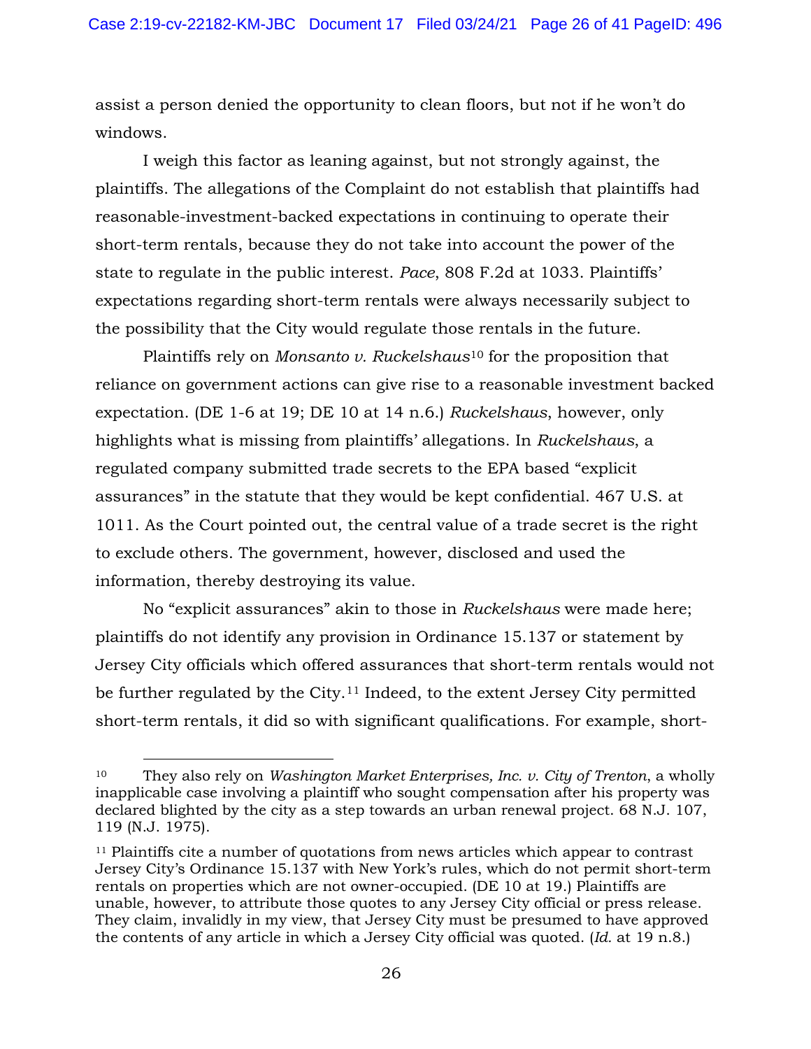assist a person denied the opportunity to clean floors, but not if he won't do windows.

I weigh this factor as leaning against, but not strongly against, the plaintiffs. The allegations of the Complaint do not establish that plaintiffs had reasonable-investment-backed expectations in continuing to operate their short-term rentals, because they do not take into account the power of the state to regulate in the public interest. *Pace*, 808 F.2d at 1033. Plaintiffs' expectations regarding short-term rentals were always necessarily subject to the possibility that the City would regulate those rentals in the future.

Plaintiffs rely on *Monsanto v. Ruckelshaus*[10] for the proposition that reliance on government actions can give rise to a reasonable investment backed expectation. (DE 1-6 at 19; DE 10 at 14 n.6.) *Ruckelshaus*, however, only highlights what is missing from plaintiffs' allegations. In *Ruckelshaus*, a regulated company submitted trade secrets to the EPA based "explicit assurances" in the statute that they would be kept confidential. 467 U.S. at 1011. As the Court pointed out, the central value of a trade secret is the right to exclude others. The government, however, disclosed and used the information, thereby destroying its value.

No "explicit assurances" akin to those in *Ruckelshaus* were made here; plaintiffs do not identify any provision in Ordinance 15.137 or statement by Jersey City officials which offered assurances that short-term rentals would not be further regulated by the City.[11] Indeed, to the extent Jersey City permitted short-term rentals, it did so with significant qualifications. For example, short-

---

[10] They also rely on *Washington Market Enterprises, Inc. v. City of Trenton*, a wholly inapplicable case involving a plaintiff who sought compensation after his property was declared blighted by the city as a step towards an urban renewal project. 68 N.J. 107, 119 (N.J. 1975).

[11] Plaintiffs cite a number of quotations from news articles which appear to contrast Jersey City's Ordinance 15.137 with New York's rules, which do not permit short-term rentals on properties which are not owner-occupied. (DE 10 at 19.) Plaintiffs are unable, however, to attribute those quotes to any Jersey City official or press release. They claim, invalidly in my view, that Jersey City must be presumed to have approved the contents of any article in which a Jersey City official was quoted. (*Id.* at 19 n.8.)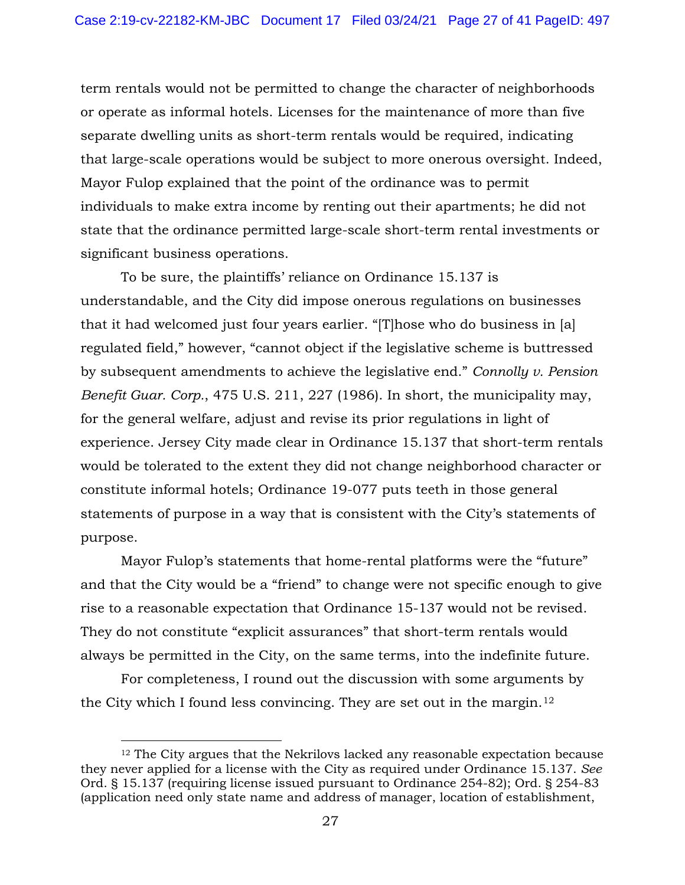term rentals would not be permitted to change the character of neighborhoods or operate as informal hotels. Licenses for the maintenance of more than five separate dwelling units as short-term rentals would be required, indicating that large-scale operations would be subject to more onerous oversight. Indeed, Mayor Fulop explained that the point of the ordinance was to permit individuals to make extra income by renting out their apartments; he did not state that the ordinance permitted large-scale short-term rental investments or significant business operations.

To be sure, the plaintiffs' reliance on Ordinance 15.137 is understandable, and the City did impose onerous regulations on businesses that it had welcomed just four years earlier. "[T]hose who do business in [a] regulated field," however, "cannot object if the legislative scheme is buttressed by subsequent amendments to achieve the legislative end." *Connolly v. Pension Benefit Guar. Corp.*, 475 U.S. 211, 227 (1986). In short, the municipality may, for the general welfare, adjust and revise its prior regulations in light of experience. Jersey City made clear in Ordinance 15.137 that short-term rentals would be tolerated to the extent they did not change neighborhood character or constitute informal hotels; Ordinance 19-077 puts teeth in those general statements of purpose in a way that is consistent with the City's statements of purpose.

Mayor Fulop's statements that home-rental platforms were the "future" and that the City would be a "friend" to change were not specific enough to give rise to a reasonable expectation that Ordinance 15-137 would not be revised. They do not constitute "explicit assurances" that short-term rentals would always be permitted in the City, on the same terms, into the indefinite future.

For completeness, I round out the discussion with some arguments by the City which I found less convincing. They are set out in the margin.[12]

[12] The City argues that the Nekrilovs lacked any reasonable expectation because they never applied for a license with the City as required under Ordinance 15.137. *See* Ord. § 15.137 (requiring license issued pursuant to Ordinance 254-82); Ord. § 254-83 (application need only state name and address of manager, location of establishment,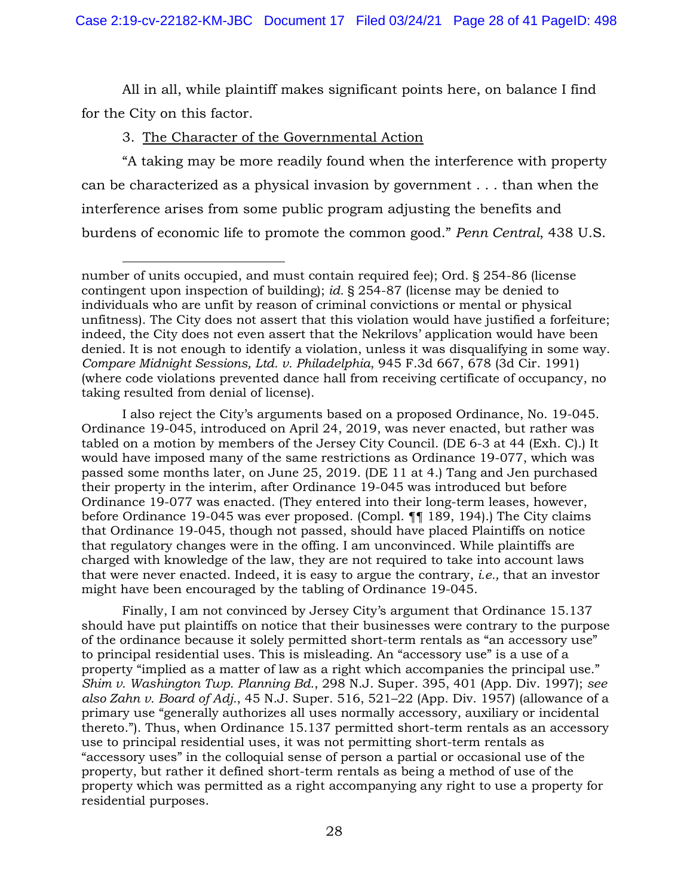All in all, while plaintiff makes significant points here, on balance I find for the City on this factor.

3. The Character of the Governmental Action

"A taking may be more readily found when the interference with property can be characterized as a physical invasion by government . . . than when the interference arises from some public program adjusting the benefits and burdens of economic life to promote the common good." *Penn Central*, 438 U.S.

---

number of units occupied, and must contain required fee); Ord. § 254-86 (license contingent upon inspection of building); *id.* § 254-87 (license may be denied to individuals who are unfit by reason of criminal convictions or mental or physical unfitness). The City does not assert that this violation would have justified a forfeiture; indeed, the City does not even assert that the Nekrilovs' application would have been denied. It is not enough to identify a violation, unless it was disqualifying in some way. *Compare Midnight Sessions, Ltd. v. Philadelphia*, 945 F.3d 667, 678 (3d Cir. 1991) (where code violations prevented dance hall from receiving certificate of occupancy, no taking resulted from denial of license).

I also reject the City's arguments based on a proposed Ordinance, No. 19-045. Ordinance 19-045, introduced on April 24, 2019, was never enacted, but rather was tabled on a motion by members of the Jersey City Council. (DE 6-3 at 44 (Exh. C).) It would have imposed many of the same restrictions as Ordinance 19-077, which was passed some months later, on June 25, 2019. (DE 11 at 4.) Tang and Jen purchased their property in the interim, after Ordinance 19-045 was introduced but before Ordinance 19-077 was enacted. (They entered into their long-term leases, however, before Ordinance 19-045 was ever proposed. (Compl. ¶¶ 189, 194).) The City claims that Ordinance 19-045, though not passed, should have placed Plaintiffs on notice that regulatory changes were in the offing. I am unconvinced. While plaintiffs are charged with knowledge of the law, they are not required to take into account laws that were never enacted. Indeed, it is easy to argue the contrary, *i.e.,* that an investor might have been encouraged by the tabling of Ordinance 19-045.

Finally, I am not convinced by Jersey City's argument that Ordinance 15.137 should have put plaintiffs on notice that their businesses were contrary to the purpose of the ordinance because it solely permitted short-term rentals as "an accessory use" to principal residential uses. This is misleading. An "accessory use" is a use of a property "implied as a matter of law as a right which accompanies the principal use." *Shim v. Washington Twp. Planning Bd.*, 298 N.J. Super. 395, 401 (App. Div. 1997); *see also Zahn v. Board of Adj.*, 45 N.J. Super. 516, 521–22 (App. Div. 1957) (allowance of a primary use "generally authorizes all uses normally accessory, auxiliary or incidental thereto."). Thus, when Ordinance 15.137 permitted short-term rentals as an accessory use to principal residential uses, it was not permitting short-term rentals as "accessory uses" in the colloquial sense of person a partial or occasional use of the property, but rather it defined short-term rentals as being a method of use of the property which was permitted as a right accompanying any right to use a property for residential purposes.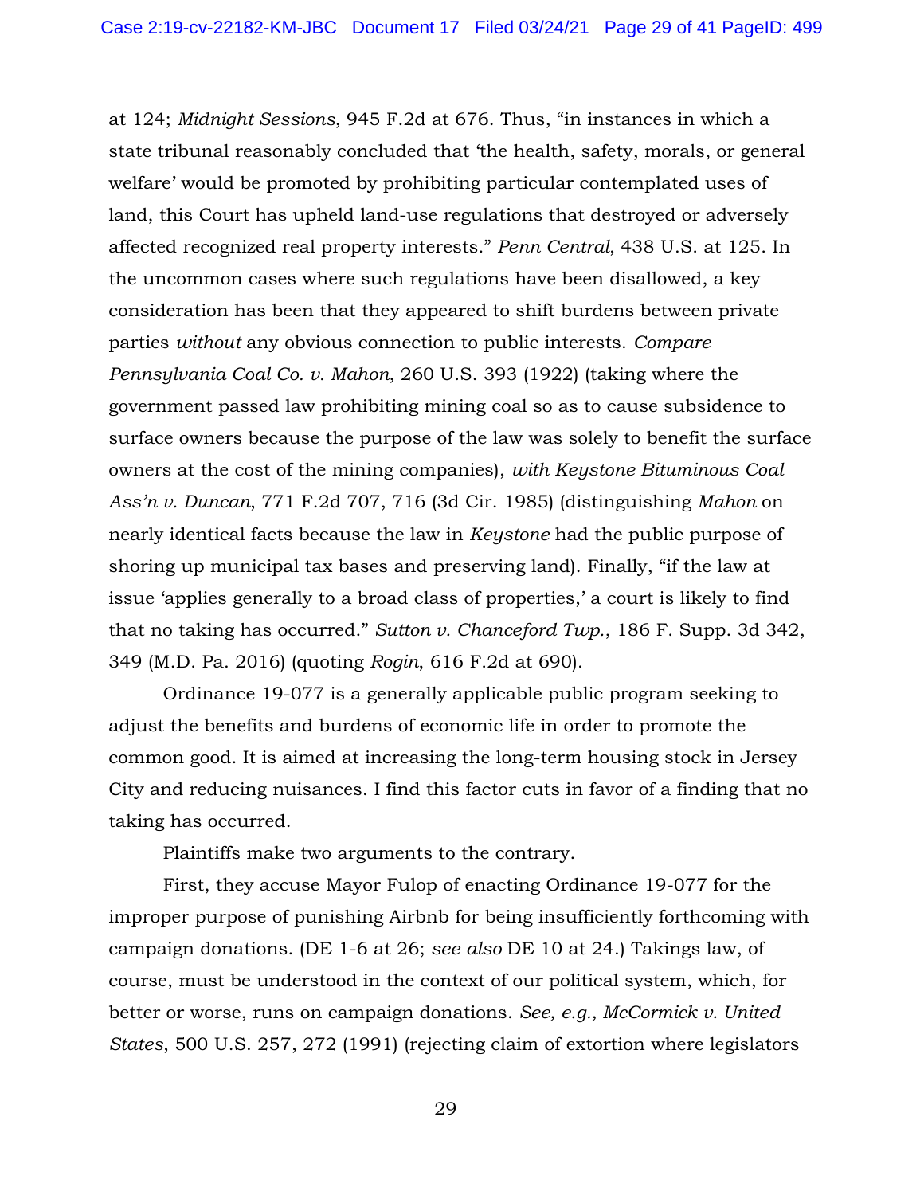at 124; *Midnight Sessions*, 945 F.2d at 676. Thus, "in instances in which a state tribunal reasonably concluded that 'the health, safety, morals, or general welfare' would be promoted by prohibiting particular contemplated uses of land, this Court has upheld land-use regulations that destroyed or adversely affected recognized real property interests." *Penn Central*, 438 U.S. at 125. In the uncommon cases where such regulations have been disallowed, a key consideration has been that they appeared to shift burdens between private parties *without* any obvious connection to public interests. *Compare Pennsylvania Coal Co. v. Mahon*, 260 U.S. 393 (1922) (taking where the government passed law prohibiting mining coal so as to cause subsidence to surface owners because the purpose of the law was solely to benefit the surface owners at the cost of the mining companies), *with Keystone Bituminous Coal Ass'n v. Duncan*, 771 F.2d 707, 716 (3d Cir. 1985) (distinguishing *Mahon* on nearly identical facts because the law in *Keystone* had the public purpose of shoring up municipal tax bases and preserving land). Finally, "if the law at issue 'applies generally to a broad class of properties,' a court is likely to find that no taking has occurred." *Sutton v. Chanceford Twp.*, 186 F. Supp. 3d 342, 349 (M.D. Pa. 2016) (quoting *Rogin*, 616 F.2d at 690).

Ordinance 19-077 is a generally applicable public program seeking to adjust the benefits and burdens of economic life in order to promote the common good. It is aimed at increasing the long-term housing stock in Jersey City and reducing nuisances. I find this factor cuts in favor of a finding that no taking has occurred.

Plaintiffs make two arguments to the contrary.

First, they accuse Mayor Fulop of enacting Ordinance 19-077 for the improper purpose of punishing Airbnb for being insufficiently forthcoming with campaign donations. (DE 1-6 at 26; *see also* DE 10 at 24.) Takings law, of course, must be understood in the context of our political system, which, for better or worse, runs on campaign donations. *See, e.g., McCormick v. United States*, 500 U.S. 257, 272 (1991) (rejecting claim of extortion where legislators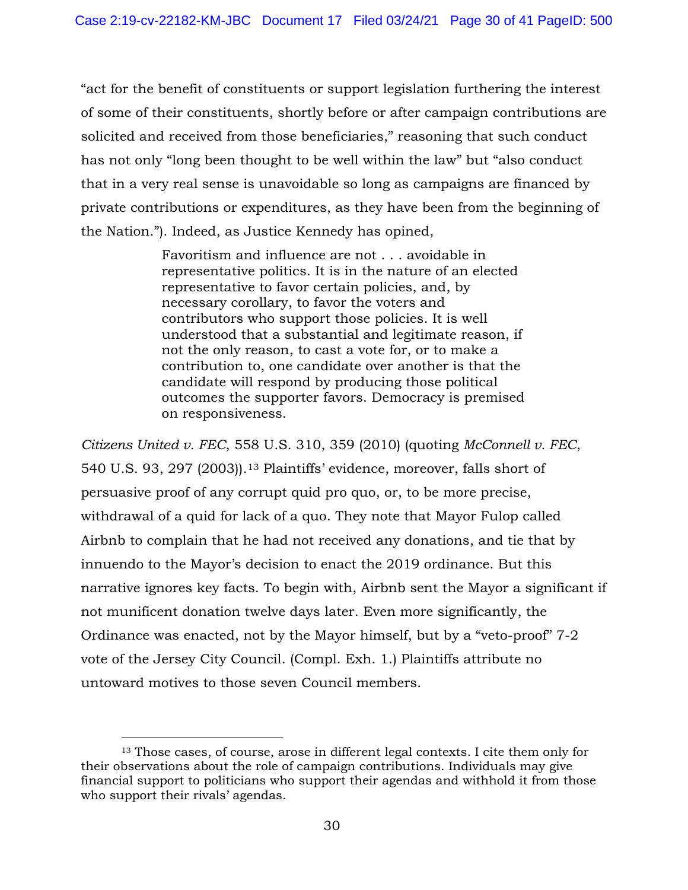"act for the benefit of constituents or support legislation furthering the interest of some of their constituents, shortly before or after campaign contributions are solicited and received from those beneficiaries," reasoning that such conduct has not only "long been thought to be well within the law" but "also conduct that in a very real sense is unavoidable so long as campaigns are financed by private contributions or expenditures, as they have been from the beginning of the Nation."). Indeed, as Justice Kennedy has opined,

> Favoritism and influence are not . . . avoidable in representative politics. It is in the nature of an elected representative to favor certain policies, and, by necessary corollary, to favor the voters and contributors who support those policies. It is well understood that a substantial and legitimate reason, if not the only reason, to cast a vote for, or to make a contribution to, one candidate over another is that the candidate will respond by producing those political outcomes the supporter favors. Democracy is premised on responsiveness.

*Citizens United v. FEC*, 558 U.S. 310, 359 (2010) (quoting *McConnell v. FEC*, 540 U.S. 93, 297 (2003)).[13] Plaintiffs' evidence, moreover, falls short of persuasive proof of any corrupt quid pro quo, or, to be more precise, withdrawal of a quid for lack of a quo. They note that Mayor Fulop called Airbnb to complain that he had not received any donations, and tie that by innuendo to the Mayor's decision to enact the 2019 ordinance. But this narrative ignores key facts. To begin with, Airbnb sent the Mayor a significant if not munificent donation twelve days later. Even more significantly, the Ordinance was enacted, not by the Mayor himself, but by a "veto-proof" 7-2 vote of the Jersey City Council. (Compl. Exh. 1.) Plaintiffs attribute no untoward motives to those seven Council members.

---

[13] Those cases, of course, arose in different legal contexts. I cite them only for their observations about the role of campaign contributions. Individuals may give financial support to politicians who support their agendas and withhold it from those who support their rivals' agendas.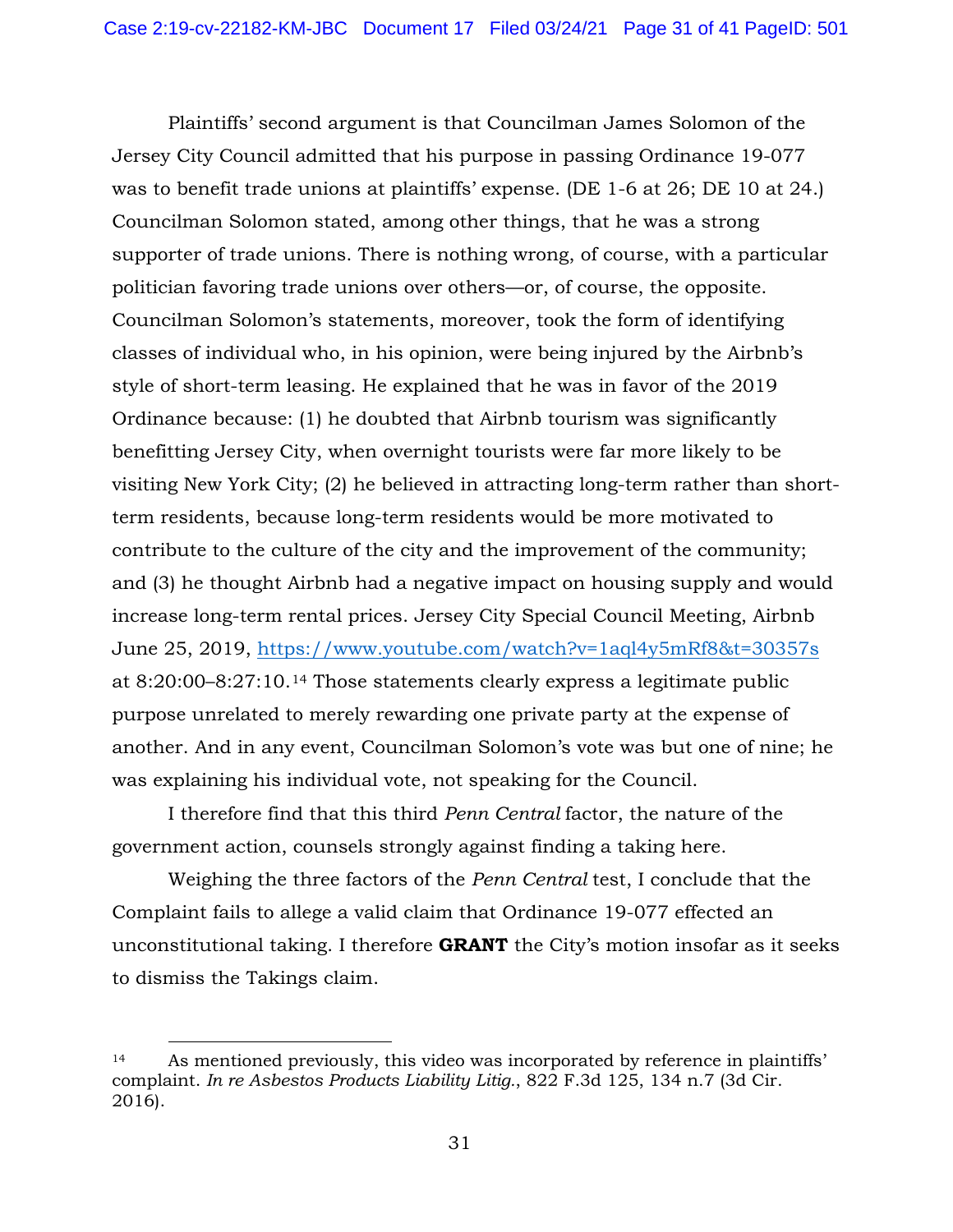Plaintiffs' second argument is that Councilman James Solomon of the Jersey City Council admitted that his purpose in passing Ordinance 19-077 was to benefit trade unions at plaintiffs' expense. (DE 1-6 at 26; DE 10 at 24.) Councilman Solomon stated, among other things, that he was a strong supporter of trade unions. There is nothing wrong, of course, with a particular politician favoring trade unions over others—or, of course, the opposite. Councilman Solomon's statements, moreover, took the form of identifying classes of individual who, in his opinion, were being injured by the Airbnb's style of short-term leasing. He explained that he was in favor of the 2019 Ordinance because: (1) he doubted that Airbnb tourism was significantly benefitting Jersey City, when overnight tourists were far more likely to be visiting New York City; (2) he believed in attracting long-term rather than short-term residents, because long-term residents would be more motivated to contribute to the culture of the city and the improvement of the community; and (3) he thought Airbnb had a negative impact on housing supply and would increase long-term rental prices. Jersey City Special Council Meeting, Airbnb June 25, 2019, https://www.youtube.com/watch?v=1aql4y5mRf8&t=30357s at 8:20:00–8:27:10.[14] Those statements clearly express a legitimate public purpose unrelated to merely rewarding one private party at the expense of another. And in any event, Councilman Solomon's vote was but one of nine; he was explaining his individual vote, not speaking for the Council.

I therefore find that this third *Penn Central* factor, the nature of the government action, counsels strongly against finding a taking here.

Weighing the three factors of the *Penn Central* test, I conclude that the Complaint fails to allege a valid claim that Ordinance 19-077 effected an unconstitutional taking. I therefore **GRANT** the City's motion insofar as it seeks to dismiss the Takings claim.

[14] As mentioned previously, this video was incorporated by reference in plaintiffs' complaint. *In re Asbestos Products Liability Litig.*, 822 F.3d 125, 134 n.7 (3d Cir. 2016).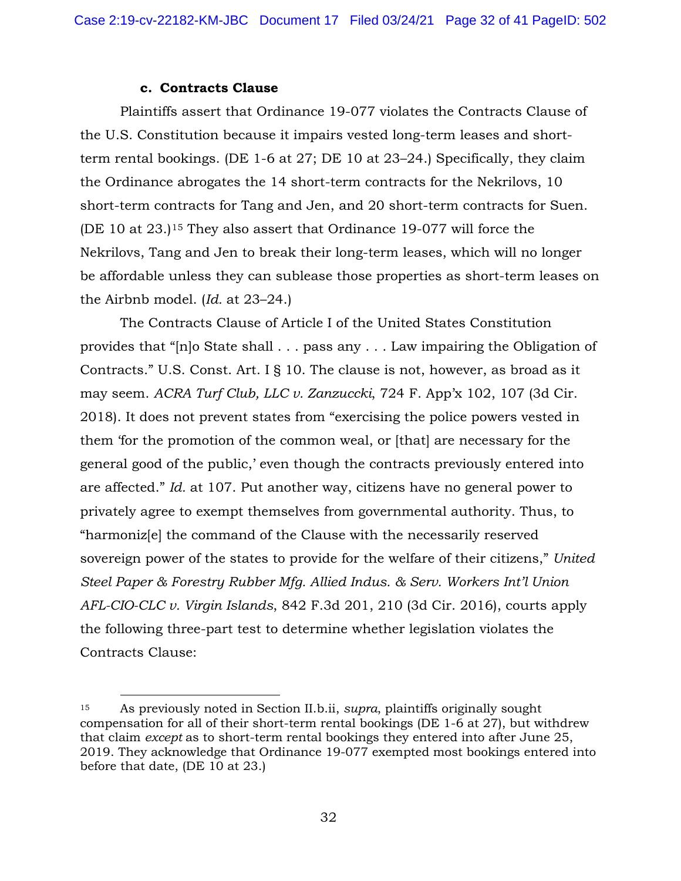#### c. Contracts Clause

Plaintiffs assert that Ordinance 19-077 violates the Contracts Clause of the U.S. Constitution because it impairs vested long-term leases and short-term rental bookings. (DE 1-6 at 27; DE 10 at 23–24.) Specifically, they claim the Ordinance abrogates the 14 short-term contracts for the Nekrilovs, 10 short-term contracts for Tang and Jen, and 20 short-term contracts for Suen. (DE 10 at 23.)[15] They also assert that Ordinance 19-077 will force the Nekrilovs, Tang and Jen to break their long-term leases, which will no longer be affordable unless they can sublease those properties as short-term leases on the Airbnb model. (*Id.* at 23–24.)

The Contracts Clause of Article I of the United States Constitution provides that "[n]o State shall . . . pass any . . . Law impairing the Obligation of Contracts." U.S. Const. Art. I § 10. The clause is not, however, as broad as it may seem. *ACRA Turf Club, LLC v. Zanzuccki*, 724 F. App'x 102, 107 (3d Cir. 2018). It does not prevent states from "exercising the police powers vested in them 'for the promotion of the common weal, or [that] are necessary for the general good of the public,' even though the contracts previously entered into are affected." *Id.* at 107. Put another way, citizens have no general power to privately agree to exempt themselves from governmental authority. Thus, to "harmoniz[e] the command of the Clause with the necessarily reserved sovereign power of the states to provide for the welfare of their citizens," *United Steel Paper & Forestry Rubber Mfg. Allied Indus. & Serv. Workers Int'l Union AFL-CIO-CLC v. Virgin Islands*, 842 F.3d 201, 210 (3d Cir. 2016), courts apply the following three-part test to determine whether legislation violates the Contracts Clause:

---

[15] As previously noted in Section II.b.ii, *supra*, plaintiffs originally sought compensation for all of their short-term rental bookings (DE 1-6 at 27), but withdrew that claim *except* as to short-term rental bookings they entered into after June 25, 2019. They acknowledge that Ordinance 19-077 exempted most bookings entered into before that date, (DE 10 at 23.)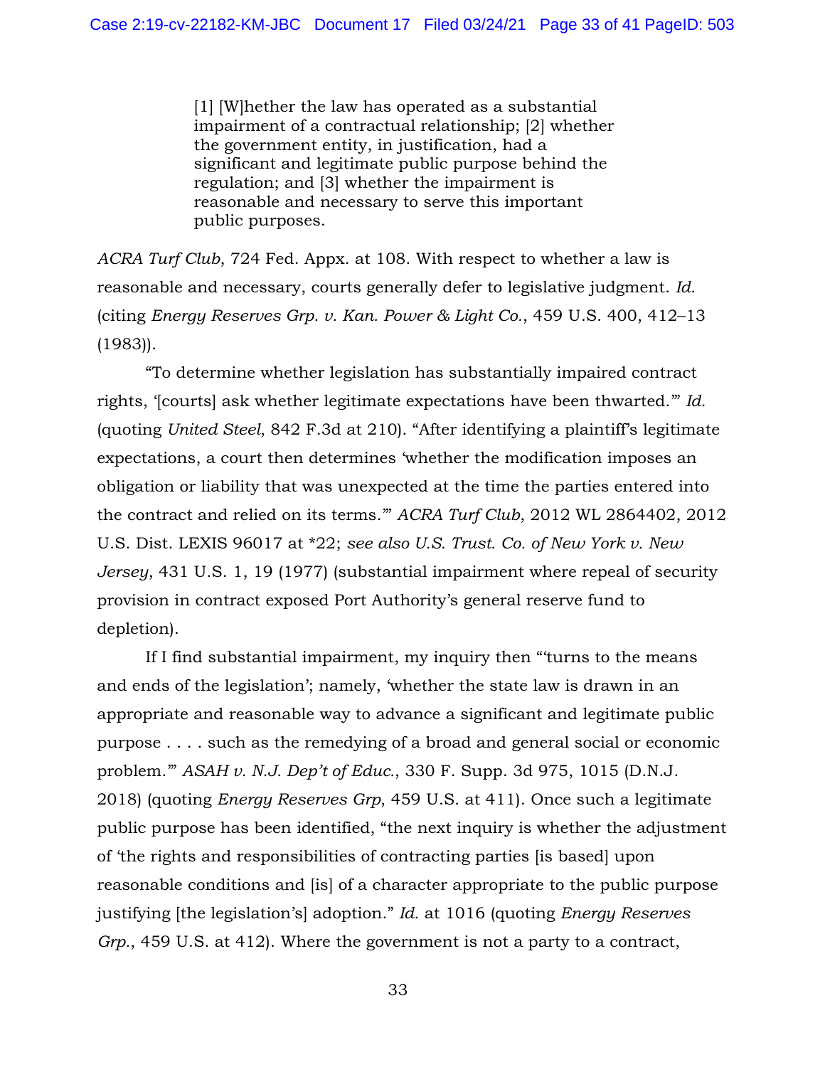> [1] [W]hether the law has operated as a substantial impairment of a contractual relationship; [2] whether the government entity, in justification, had a significant and legitimate public purpose behind the regulation; and [3] whether the impairment is reasonable and necessary to serve this important public purposes.

*ACRA Turf Club*, 724 Fed. Appx. at 108. With respect to whether a law is reasonable and necessary, courts generally defer to legislative judgment. *Id.* (citing *Energy Reserves Grp. v. Kan. Power & Light Co.*, 459 U.S. 400, 412–13 (1983)).

"To determine whether legislation has substantially impaired contract rights, '[courts] ask whether legitimate expectations have been thwarted.'" *Id.* (quoting *United Steel*, 842 F.3d at 210). "After identifying a plaintiff's legitimate expectations, a court then determines 'whether the modification imposes an obligation or liability that was unexpected at the time the parties entered into the contract and relied on its terms.'" *ACRA Turf Club*, 2012 WL 2864402, 2012 U.S. Dist. LEXIS 96017 at *22; *see also U.S. Trust. Co. of New York v. New Jersey*, 431 U.S. 1, 19 (1977) (substantial impairment where repeal of security provision in contract exposed Port Authority's general reserve fund to depletion).

If I find substantial impairment, my inquiry then "'turns to the means and ends of the legislation'; namely, 'whether the state law is drawn in an appropriate and reasonable way to advance a significant and legitimate public purpose . . . . such as the remedying of a broad and general social or economic problem.'" *ASAH v. N.J. Dep't of Educ.*, 330 F. Supp. 3d 975, 1015 (D.N.J. 2018) (quoting *Energy Reserves Grp*, 459 U.S. at 411). Once such a legitimate public purpose has been identified, "the next inquiry is whether the adjustment of 'the rights and responsibilities of contracting parties [is based] upon reasonable conditions and [is] of a character appropriate to the public purpose justifying [the legislation's] adoption." *Id.* at 1016 (quoting *Energy Reserves Grp.*, 459 U.S. at 412). Where the government is not a party to a contract,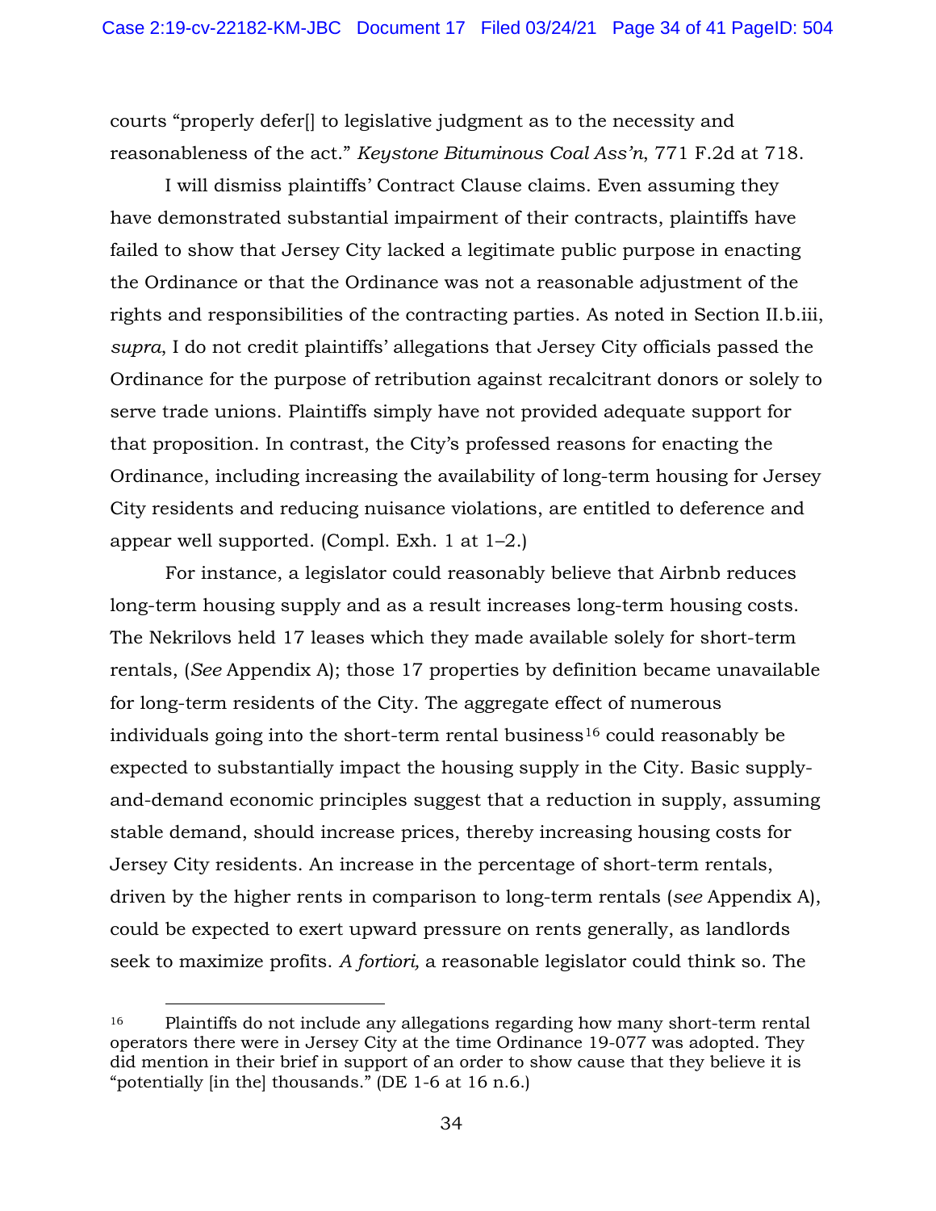courts "properly defer[] to legislative judgment as to the necessity and reasonableness of the act." *Keystone Bituminous Coal Ass'n*, 771 F.2d at 718.

I will dismiss plaintiffs' Contract Clause claims. Even assuming they have demonstrated substantial impairment of their contracts, plaintiffs have failed to show that Jersey City lacked a legitimate public purpose in enacting the Ordinance or that the Ordinance was not a reasonable adjustment of the rights and responsibilities of the contracting parties. As noted in Section II.b.iii, *supra*, I do not credit plaintiffs' allegations that Jersey City officials passed the Ordinance for the purpose of retribution against recalcitrant donors or solely to serve trade unions. Plaintiffs simply have not provided adequate support for that proposition. In contrast, the City's professed reasons for enacting the Ordinance, including increasing the availability of long-term housing for Jersey City residents and reducing nuisance violations, are entitled to deference and appear well supported. (Compl. Exh. 1 at 1–2.)

For instance, a legislator could reasonably believe that Airbnb reduces long-term housing supply and as a result increases long-term housing costs. The Nekrilovs held 17 leases which they made available solely for short-term rentals, (*See* Appendix A); those 17 properties by definition became unavailable for long-term residents of the City. The aggregate effect of numerous individuals going into the short-term rental business[16] could reasonably be expected to substantially impact the housing supply in the City. Basic supply-and-demand economic principles suggest that a reduction in supply, assuming stable demand, should increase prices, thereby increasing housing costs for Jersey City residents. An increase in the percentage of short-term rentals, driven by the higher rents in comparison to long-term rentals (*see* Appendix A), could be expected to exert upward pressure on rents generally, as landlords seek to maximize profits. *A fortiori,* a reasonable legislator could think so. The

---

[16] Plaintiffs do not include any allegations regarding how many short-term rental operators there were in Jersey City at the time Ordinance 19-077 was adopted. They did mention in their brief in support of an order to show cause that they believe it is "potentially [in the] thousands." (DE 1-6 at 16 n.6.)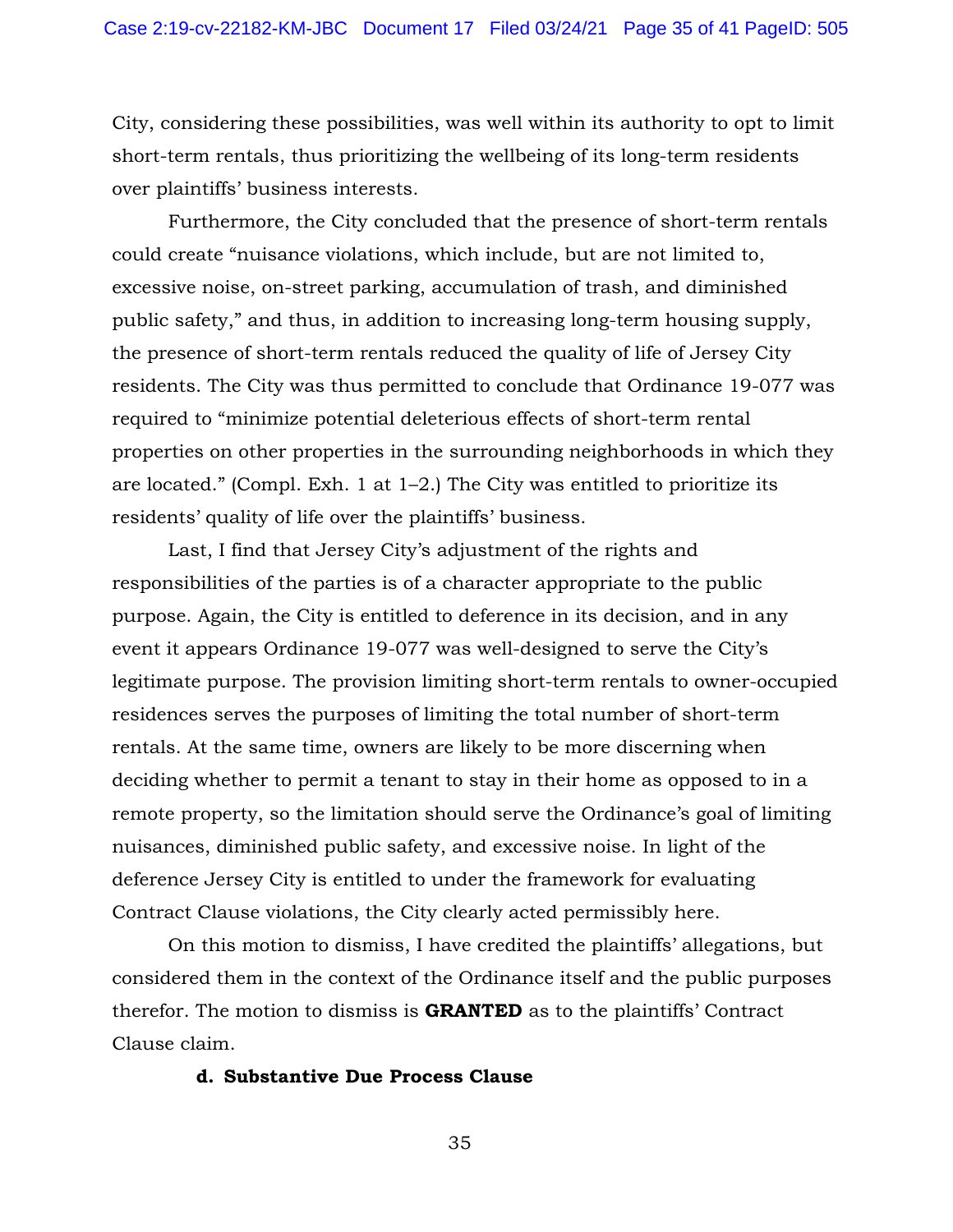City, considering these possibilities, was well within its authority to opt to limit short-term rentals, thus prioritizing the wellbeing of its long-term residents over plaintiffs' business interests.

Furthermore, the City concluded that the presence of short-term rentals could create "nuisance violations, which include, but are not limited to, excessive noise, on-street parking, accumulation of trash, and diminished public safety," and thus, in addition to increasing long-term housing supply, the presence of short-term rentals reduced the quality of life of Jersey City residents. The City was thus permitted to conclude that Ordinance 19-077 was required to "minimize potential deleterious effects of short-term rental properties on other properties in the surrounding neighborhoods in which they are located." (Compl. Exh. 1 at 1–2.) The City was entitled to prioritize its residents' quality of life over the plaintiffs' business.

Last, I find that Jersey City's adjustment of the rights and responsibilities of the parties is of a character appropriate to the public purpose. Again, the City is entitled to deference in its decision, and in any event it appears Ordinance 19-077 was well-designed to serve the City's legitimate purpose. The provision limiting short-term rentals to owner-occupied residences serves the purposes of limiting the total number of short-term rentals. At the same time, owners are likely to be more discerning when deciding whether to permit a tenant to stay in their home as opposed to in a remote property, so the limitation should serve the Ordinance's goal of limiting nuisances, diminished public safety, and excessive noise. In light of the deference Jersey City is entitled to under the framework for evaluating Contract Clause violations, the City clearly acted permissibly here.

On this motion to dismiss, I have credited the plaintiffs' allegations, but considered them in the context of the Ordinance itself and the public purposes therefor. The motion to dismiss is **GRANTED** as to the plaintiffs' Contract Clause claim.

#### d. Substantive Due Process Clause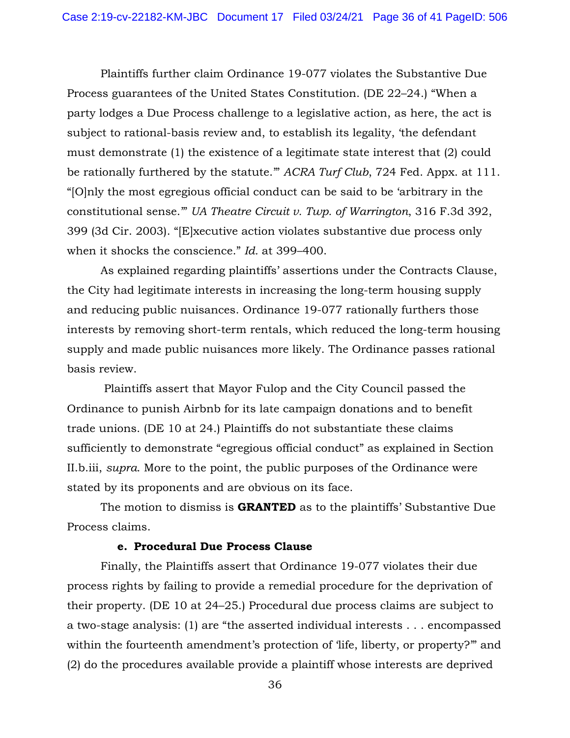Plaintiffs further claim Ordinance 19-077 violates the Substantive Due Process guarantees of the United States Constitution. (DE 22–24.) "When a party lodges a Due Process challenge to a legislative action, as here, the act is subject to rational-basis review and, to establish its legality, 'the defendant must demonstrate (1) the existence of a legitimate state interest that (2) could be rationally furthered by the statute.'" *ACRA Turf Club*, 724 Fed. Appx. at 111. "[O]nly the most egregious official conduct can be said to be 'arbitrary in the constitutional sense.'" *UA Theatre Circuit v. Twp. of Warrington*, 316 F.3d 392, 399 (3d Cir. 2003). "[E]xecutive action violates substantive due process only when it shocks the conscience." *Id.* at 399–400.

As explained regarding plaintiffs' assertions under the Contracts Clause, the City had legitimate interests in increasing the long-term housing supply and reducing public nuisances. Ordinance 19-077 rationally furthers those interests by removing short-term rentals, which reduced the long-term housing supply and made public nuisances more likely. The Ordinance passes rational basis review.

Plaintiffs assert that Mayor Fulop and the City Council passed the Ordinance to punish Airbnb for its late campaign donations and to benefit trade unions. (DE 10 at 24.) Plaintiffs do not substantiate these claims sufficiently to demonstrate "egregious official conduct" as explained in Section II.b.iii, *supra*. More to the point, the public purposes of the Ordinance were stated by its proponents and are obvious on its face.

The motion to dismiss is **GRANTED** as to the plaintiffs' Substantive Due Process claims.

#### e. Procedural Due Process Clause

Finally, the Plaintiffs assert that Ordinance 19-077 violates their due process rights by failing to provide a remedial procedure for the deprivation of their property. (DE 10 at 24–25.) Procedural due process claims are subject to a two-stage analysis: (1) are "the asserted individual interests . . . encompassed within the fourteenth amendment's protection of 'life, liberty, or property?'" and (2) do the procedures available provide a plaintiff whose interests are deprived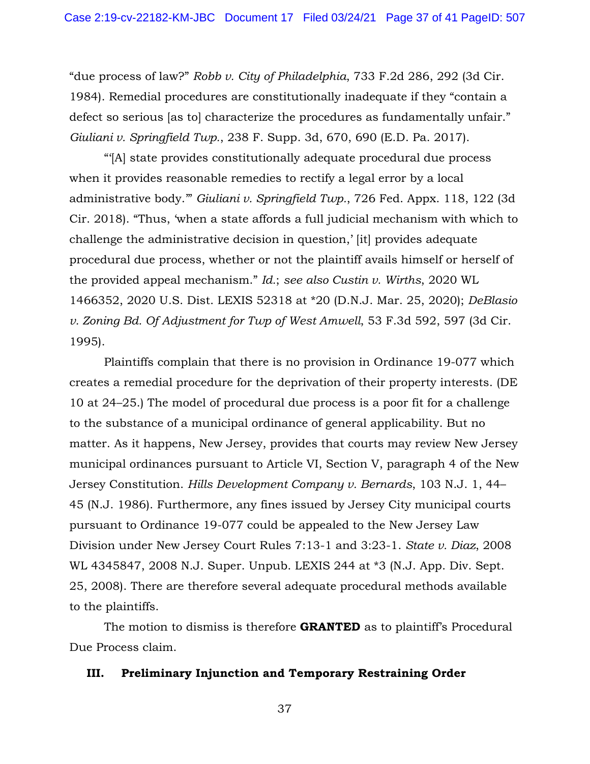"due process of law?" *Robb v. City of Philadelphia*, 733 F.2d 286, 292 (3d Cir. 1984). Remedial procedures are constitutionally inadequate if they "contain a defect so serious [as to] characterize the procedures as fundamentally unfair." *Giuliani v. Springfield Twp.*, 238 F. Supp. 3d, 670, 690 (E.D. Pa. 2017).

"'[A] state provides constitutionally adequate procedural due process when it provides reasonable remedies to rectify a legal error by a local administrative body.'" *Giuliani v. Springfield Twp.*, 726 Fed. Appx. 118, 122 (3d Cir. 2018). "Thus, 'when a state affords a full judicial mechanism with which to challenge the administrative decision in question,' [it] provides adequate procedural due process, whether or not the plaintiff avails himself or herself of the provided appeal mechanism." *Id.*; *see also Custin v. Wirths*, 2020 WL 1466352, 2020 U.S. Dist. LEXIS 52318 at *20 (D.N.J. Mar. 25, 2020); *DeBlasio v. Zoning Bd. Of Adjustment for Twp of West Amwell*, 53 F.3d 592, 597 (3d Cir. 1995).

Plaintiffs complain that there is no provision in Ordinance 19-077 which creates a remedial procedure for the deprivation of their property interests. (DE 10 at 24–25.) The model of procedural due process is a poor fit for a challenge to the substance of a municipal ordinance of general applicability. But no matter. As it happens, New Jersey, provides that courts may review New Jersey municipal ordinances pursuant to Article VI, Section V, paragraph 4 of the New Jersey Constitution. *Hills Development Company v. Bernards*, 103 N.J. 1, 44–45 (N.J. 1986). Furthermore, any fines issued by Jersey City municipal courts pursuant to Ordinance 19-077 could be appealed to the New Jersey Law Division under New Jersey Court Rules 7:13-1 and 3:23-1. *State v. Diaz*, 2008 WL 4345847, 2008 N.J. Super. Unpub. LEXIS 244 at *3 (N.J. App. Div. Sept. 25, 2008). There are therefore several adequate procedural methods available to the plaintiffs.

The motion to dismiss is therefore **GRANTED** as to plaintiff's Procedural Due Process claim.

## III. Preliminary Injunction and Temporary Restraining Order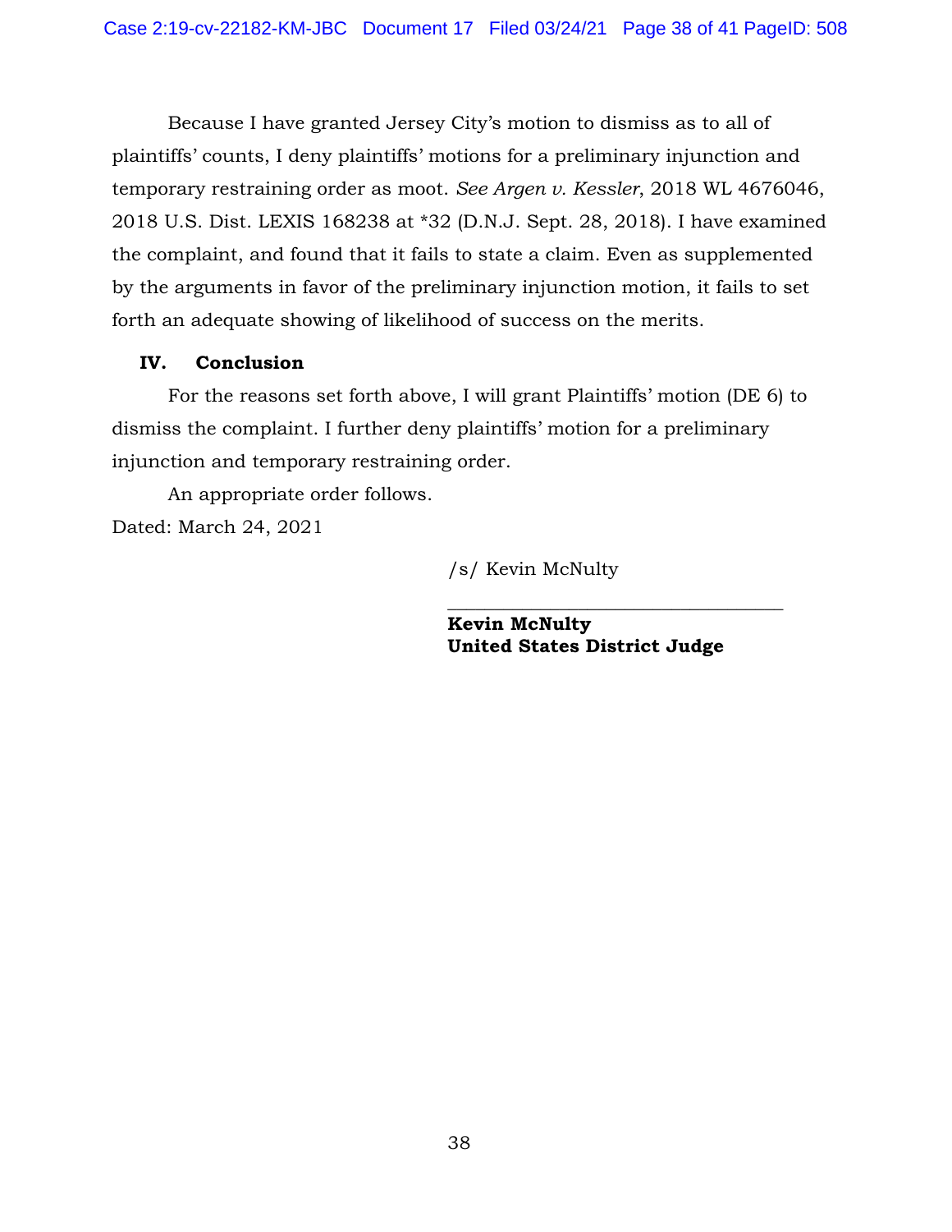Because I have granted Jersey City's motion to dismiss as to all of plaintiffs' counts, I deny plaintiffs' motions for a preliminary injunction and temporary restraining order as moot. *See Argen v. Kessler*, 2018 WL 4676046, 2018 U.S. Dist. LEXIS 168238 at *32 (D.N.J. Sept. 28, 2018). I have examined the complaint, and found that it fails to state a claim. Even as supplemented by the arguments in favor of the preliminary injunction motion, it fails to set forth an adequate showing of likelihood of success on the merits.

## IV. Conclusion

For the reasons set forth above, I will grant Plaintiffs' motion (DE 6) to dismiss the complaint. I further deny plaintiffs' motion for a preliminary injunction and temporary restraining order.

An appropriate order follows.

Dated: March 24, 2021

/s/ Kevin McNulty

______________________________

**Kevin McNulty**
**United States District Judge**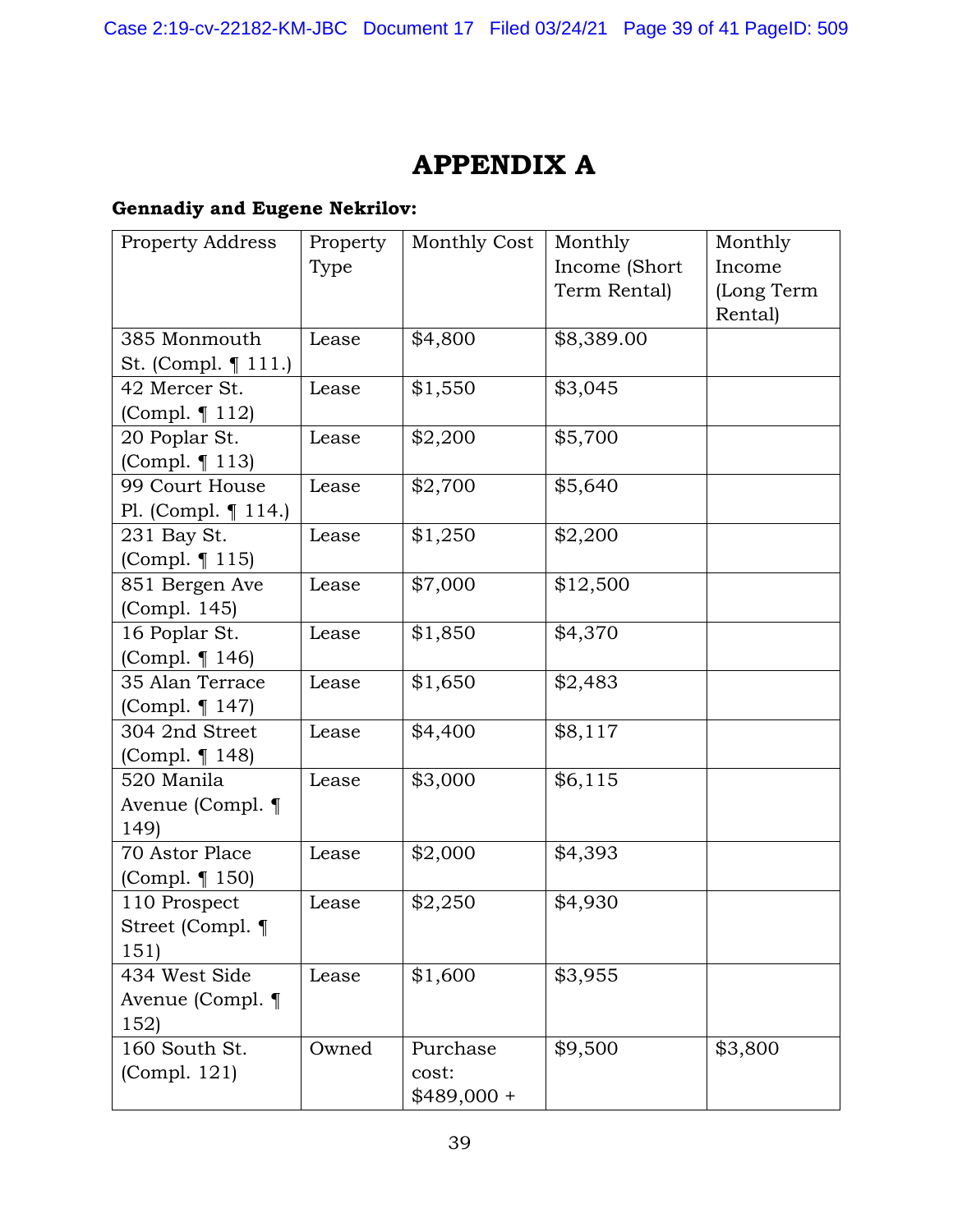# APPENDIX A

**Gennadiy and Eugene Nekrilov:**

| Property Address | Property Type | Monthly Cost | Monthly Income (Short Term Rental) | Monthly Income (Long Term Rental) |
|---|---|---|---|---|
| 385 Monmouth St. (Compl. ¶ 111.) | Lease | $4,800 | $8,389.00 | |
| 42 Mercer St. (Compl. ¶ 112) | Lease | $1,550 | $3,045 | |
| 20 Poplar St. (Compl. ¶ 113) | Lease | $2,200 | $5,700 | |
| 99 Court House Pl. (Compl. ¶ 114.) | Lease | $2,700 | $5,640 | |
| 231 Bay St. (Compl. ¶ 115) | Lease | $1,250 | $2,200 | |
| 851 Bergen Ave (Compl. 145) | Lease | $7,000 | $12,500 | |
| 16 Poplar St. (Compl. ¶ 146) | Lease | $1,850 | $4,370 | |
| 35 Alan Terrace (Compl. ¶ 147) | Lease | $1,650 | $2,483 | |
| 304 2nd Street (Compl. ¶ 148) | Lease | $4,400 | $8,117 | |
| 520 Manila Avenue (Compl. ¶ 149) | Lease | $3,000 | $6,115 | |
| 70 Astor Place (Compl. ¶ 150) | Lease | $2,000 | $4,393 | |
| 110 Prospect Street (Compl. ¶ 151) | Lease | $2,250 | $4,930 | |
| 434 West Side Avenue (Compl. ¶ 152) | Lease | $1,600 | $3,955 | |
| 160 South St. (Compl. 121) | Owned | Purchase cost: $489,000 + | $9,500 | $3,800 |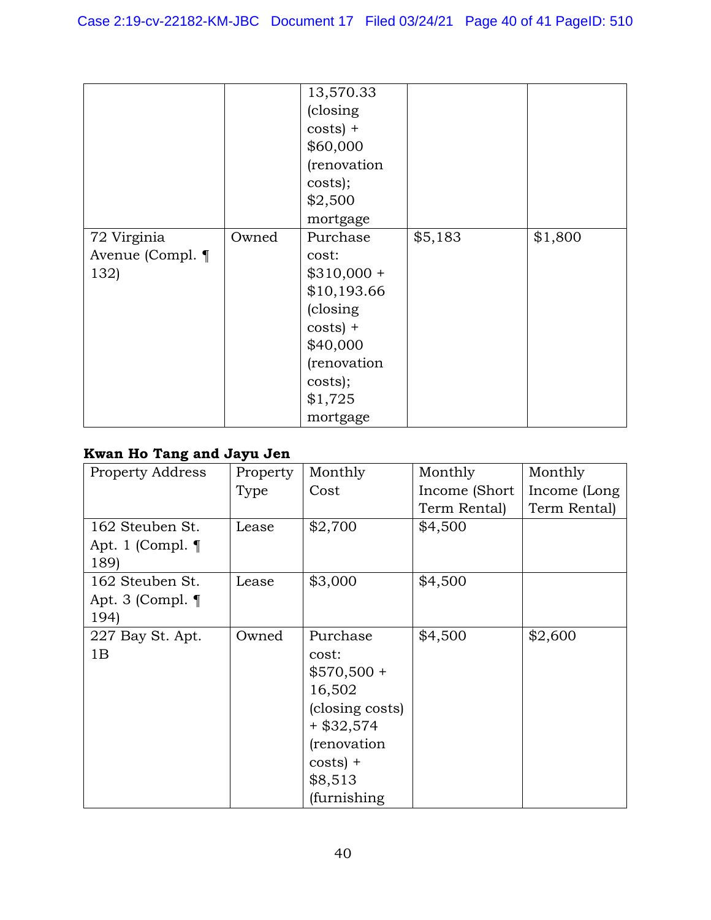| | | | | |
|---|---|---|---|---|
| | | 13,570.33 (closing costs) + $60,000 (renovation costs); $2,500 mortgage | | |
| 72 Virginia Avenue (Compl. ¶ 132) | Owned | Purchase cost: $310,000 + $10,193.66 (closing costs) + $40,000 (renovation costs); $1,725 mortgage | $5,183 | $1,800 |

**Kwan Ho Tang and Jayu Jen**

| Property Address | Property Type | Monthly Cost | Monthly Income (Short Term Rental) | Monthly Income (Long Term Rental) |
|---|---|---|---|---|
| 162 Steuben St. Apt. 1 (Compl. ¶ 189) | Lease | $2,700 | $4,500 | |
| 162 Steuben St. Apt. 3 (Compl. ¶ 194) | Lease | $3,000 | $4,500 | |
| 227 Bay St. Apt. 1B | Owned | Purchase cost: $570,500 + 16,502 (closing costs) + $32,574 (renovation costs) + $8,513 (furnishing | $4,500 | $2,600 |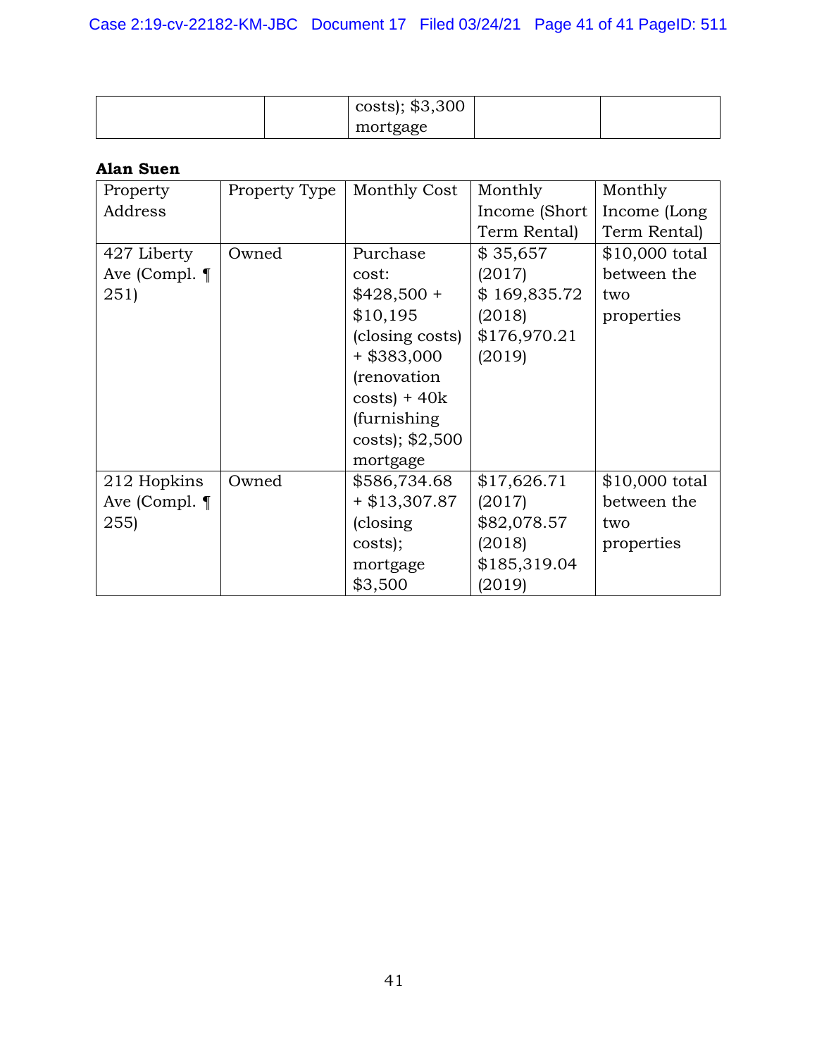| | | | | |
|---|---|---|---|---|
| | | costs); $3,300 mortgage | | |

**Alan Suen**

| Property Address | Property Type | Monthly Cost | Monthly Income (Short Term Rental) | Monthly Income (Long Term Rental) |
|---|---|---|---|---|
| 427 Liberty Ave (Compl. ¶ 251) | Owned | Purchase cost: $428,500 + $10,195 (closing costs) + $383,000 (renovation costs) + 40k (furnishing costs); $2,500 mortgage | $ 35,657 (2017) $ 169,835.72 (2018) $176,970.21 (2019) | $10,000 total between the two properties |
| 212 Hopkins Ave (Compl. ¶ 255) | Owned | $586,734.68 + $13,307.87 (closing costs); mortgage $3,500 | $17,626.71 (2017) $82,078.57 (2018) $185,319.04 (2019) | $10,000 total between the two properties |